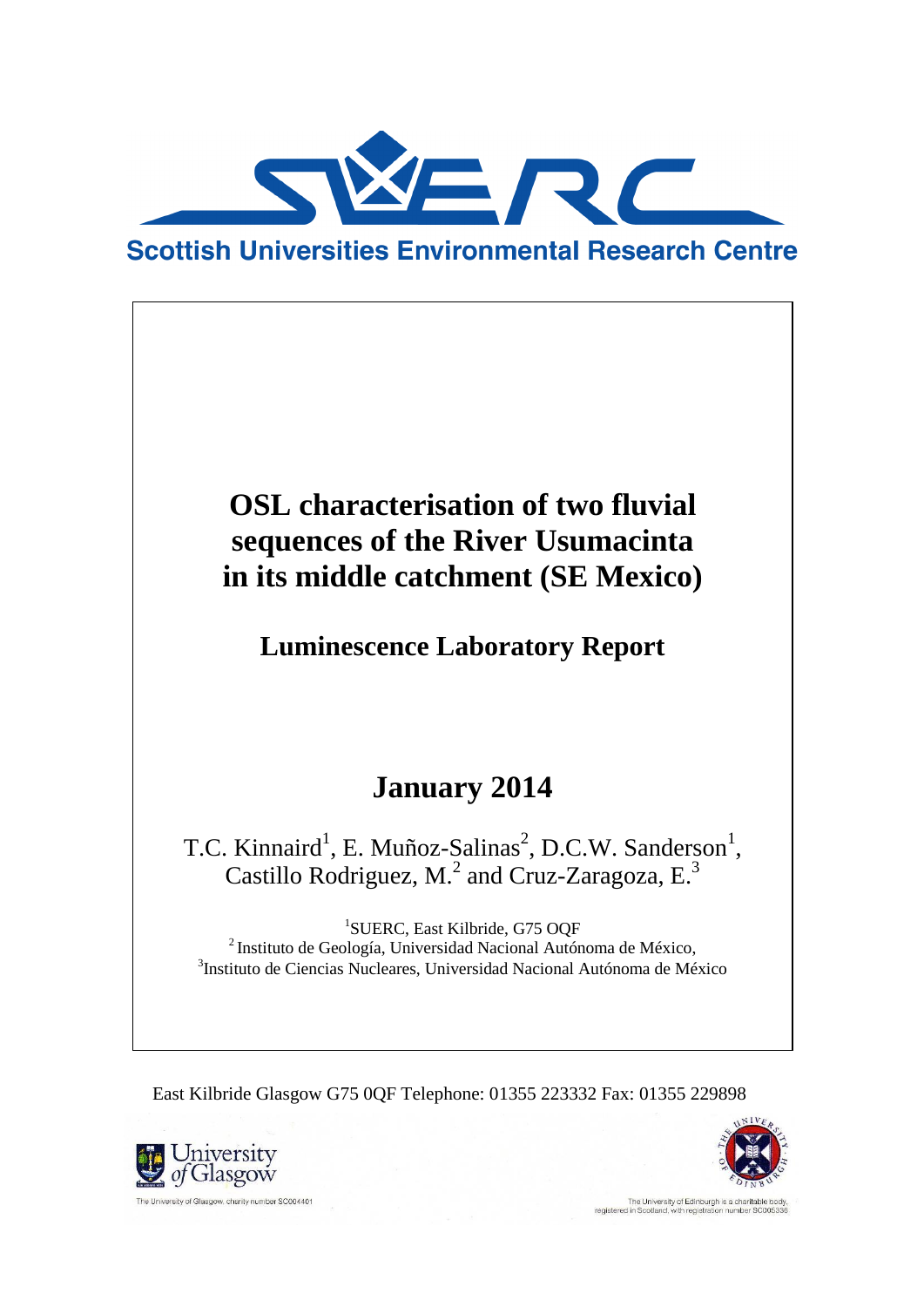Scottish Universities Environmental Research Centre

# OSL characterisation of two fluvial sequences of the River Usumacinta in its middle catchment (SE Mexico)

## Luminescence Laboratory Report

## January 2014

T.C. Kinnaird[1], E. Muñoz-Salinas[2], D.C.W. Sanderson[1], Castillo Rodriguez, M.[2] and Cruz-Zaragoza, E.[3]

[1]SUERC, East Kilbride, G75 OQF
[2] Instituto de Geología, Universidad Nacional Autónoma de México,
[3]Instituto de Ciencias Nucleares, Universidad Nacional Autónoma de México

East Kilbride Glasgow G75 0QF Telephone: 01355 223332 Fax: 01355 229898

The University of Glasgow, charity number SC004401

The University of Edinburgh is a charitable body, registered in Scotland, with registration number SC005336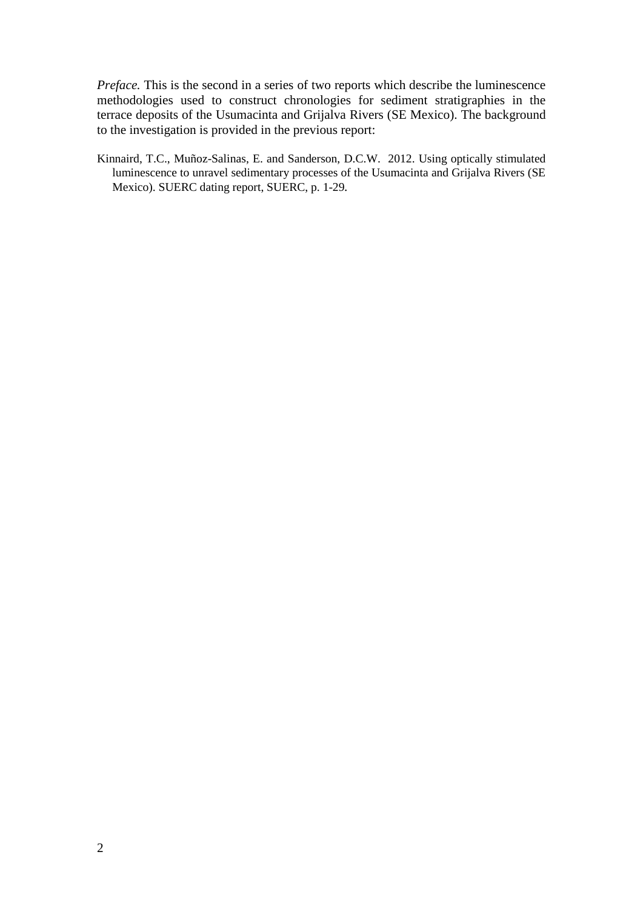*Preface.* This is the second in a series of two reports which describe the luminescence methodologies used to construct chronologies for sediment stratigraphies in the terrace deposits of the Usumacinta and Grijalva Rivers (SE Mexico). The background to the investigation is provided in the previous report:

Kinnaird, T.C., Muñoz-Salinas, E. and Sanderson, D.C.W. 2012. Using optically stimulated luminescence to unravel sedimentary processes of the Usumacinta and Grijalva Rivers (SE Mexico). SUERC dating report, SUERC, p. 1-29.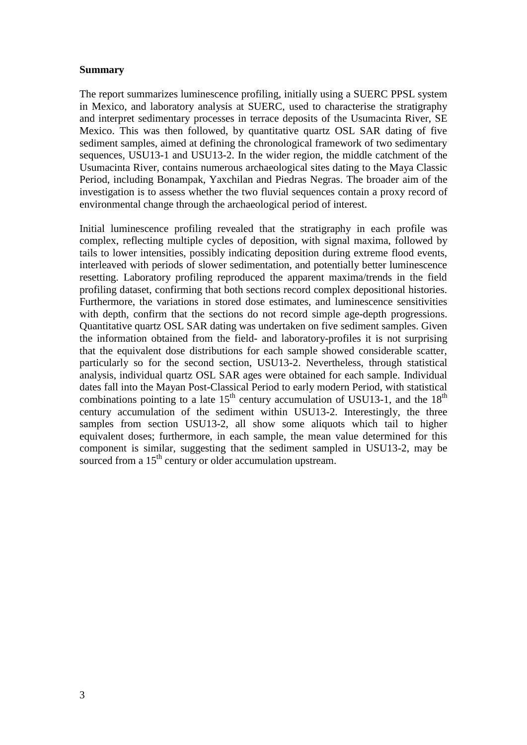**Summary**

The report summarizes luminescence profiling, initially using a SUERC PPSL system in Mexico, and laboratory analysis at SUERC, used to characterise the stratigraphy and interpret sedimentary processes in terrace deposits of the Usumacinta River, SE Mexico. This was then followed, by quantitative quartz OSL SAR dating of five sediment samples, aimed at defining the chronological framework of two sedimentary sequences, USU13-1 and USU13-2. In the wider region, the middle catchment of the Usumacinta River, contains numerous archaeological sites dating to the Maya Classic Period, including Bonampak, Yaxchilan and Piedras Negras. The broader aim of the investigation is to assess whether the two fluvial sequences contain a proxy record of environmental change through the archaeological period of interest.

Initial luminescence profiling revealed that the stratigraphy in each profile was complex, reflecting multiple cycles of deposition, with signal maxima, followed by tails to lower intensities, possibly indicating deposition during extreme flood events, interleaved with periods of slower sedimentation, and potentially better luminescence resetting. Laboratory profiling reproduced the apparent maxima/trends in the field profiling dataset, confirming that both sections record complex depositional histories. Furthermore, the variations in stored dose estimates, and luminescence sensitivities with depth, confirm that the sections do not record simple age-depth progressions. Quantitative quartz OSL SAR dating was undertaken on five sediment samples. Given the information obtained from the field- and laboratory-profiles it is not surprising that the equivalent dose distributions for each sample showed considerable scatter, particularly so for the second section, USU13-2. Nevertheless, through statistical analysis, individual quartz OSL SAR ages were obtained for each sample. Individual dates fall into the Mayan Post-Classical Period to early modern Period, with statistical combinations pointing to a late 15$^{th}$ century accumulation of USU13-1, and the 18$^{th}$ century accumulation of the sediment within USU13-2. Interestingly, the three samples from section USU13-2, all show some aliquots which tail to higher equivalent doses; furthermore, in each sample, the mean value determined for this component is similar, suggesting that the sediment sampled in USU13-2, may be sourced from a 15$^{th}$ century or older accumulation upstream.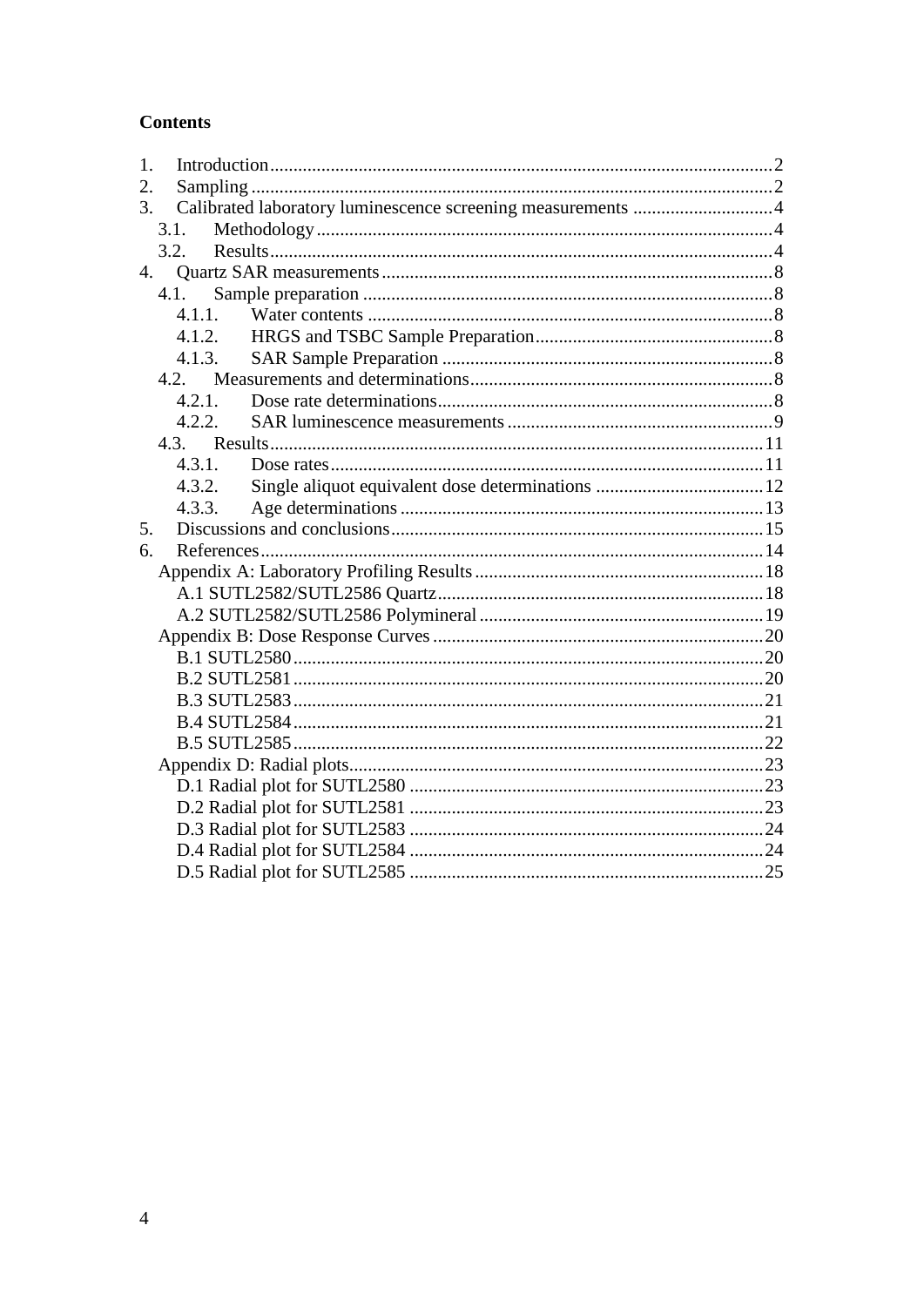**Contents**

1. Introduction ........................................................................................................... 2
2. Sampling ............................................................................................................... 2
3. Calibrated laboratory luminescence screening measurements ............................. 4
    - 3.1. Methodology ................................................................................................ 4
    - 3.2. Results ........................................................................................................... 4
4. Quartz SAR measurements ................................................................................... 8
    - 4.1. Sample preparation ....................................................................................... 8
        - 4.1.1. Water contents ...................................................................................... 8
        - 4.1.2. HRGS and TSBC Sample Preparation .................................................. 8
        - 4.1.3. SAR Sample Preparation ...................................................................... 8
    - 4.2. Measurements and determinations ............................................................... 8
        - 4.2.1. Dose rate determinations ....................................................................... 8
        - 4.2.2. SAR luminescence measurements ......................................................... 9
    - 4.3. Results ......................................................................................................... 11
        - 4.3.1. Dose rates ............................................................................................ 11
        - 4.3.2. Single aliquot equivalent dose determinations .................................... 12
        - 4.3.3. Age determinations ............................................................................. 13
5. Discussions and conclusions ............................................................................... 15
6. References ........................................................................................................... 14
    - Appendix A: Laboratory Profiling Results ............................................................. 18
        - A.1 SUTL2582/SUTL2586 Quartz ...................................................................... 18
        - A.2 SUTL2582/SUTL2586 Polymineral ............................................................. 19
    - Appendix B: Dose Response Curves ...................................................................... 20
        - B.1 SUTL2580 .................................................................................................... 20
        - B.2 SUTL2581 .................................................................................................... 20
        - B.3 SUTL2583 .................................................................................................... 21
        - B.4 SUTL2584 .................................................................................................... 21
        - B.5 SUTL2585 .................................................................................................... 22
    - Appendix D: Radial plots ........................................................................................ 23
        - D.1 Radial plot for SUTL2580 ........................................................................... 23
        - D.2 Radial plot for SUTL2581 ........................................................................... 23
        - D.3 Radial plot for SUTL2583 ........................................................................... 24
        - D.4 Radial plot for SUTL2584 ........................................................................... 24
        - D.5 Radial plot for SUTL2585 ........................................................................... 25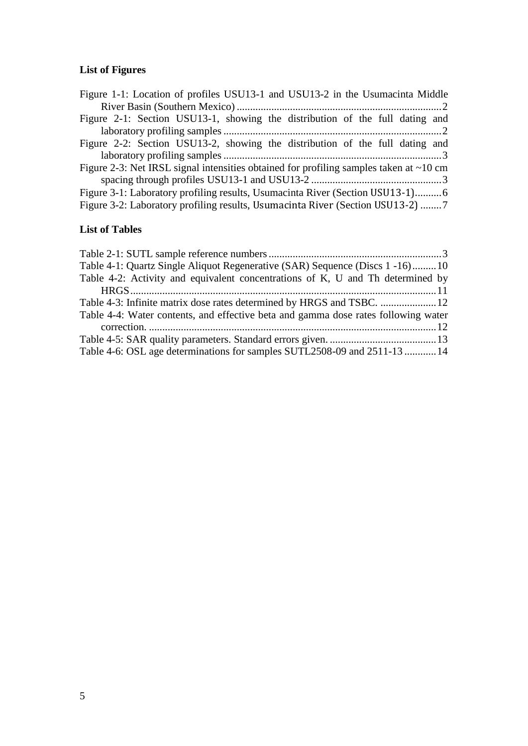## List of Figures

Figure 1-1: Location of profiles USU13-1 and USU13-2 in the Usumacinta Middle River Basin (Southern Mexico) ............................................................................2

Figure 2-1: Section USU13-1, showing the distribution of the full dating and laboratory profiling samples .................................................................................2

Figure 2-2: Section USU13-2, showing the distribution of the full dating and laboratory profiling samples .................................................................................3

Figure 2-3: Net IRSL signal intensities obtained for profiling samples taken at ~10 cm spacing through profiles USU13-1 and USU13-2 ................................................3

Figure 3-1: Laboratory profiling results, Usumacinta River (Section USU13-1)..........6

Figure 3-2: Laboratory profiling results, Usumacinta River (Section USU13-2) ........7

## List of Tables

Table 2-1: SUTL sample reference numbers .................................................................3

Table 4-1: Quartz Single Aliquot Regenerative (SAR) Sequence (Discs 1 -16).........10

Table 4-2: Activity and equivalent concentrations of K, U and Th determined by HRGS...................................................................................................................11

Table 4-3: Infinite matrix dose rates determined by HRGS and TSBC. .....................12

Table 4-4: Water contents, and effective beta and gamma dose rates following water correction. ...........................................................................................................12

Table 4-5: SAR quality parameters. Standard errors given. ........................................13

Table 4-6: OSL age determinations for samples SUTL2508-09 and 2511-13 ............14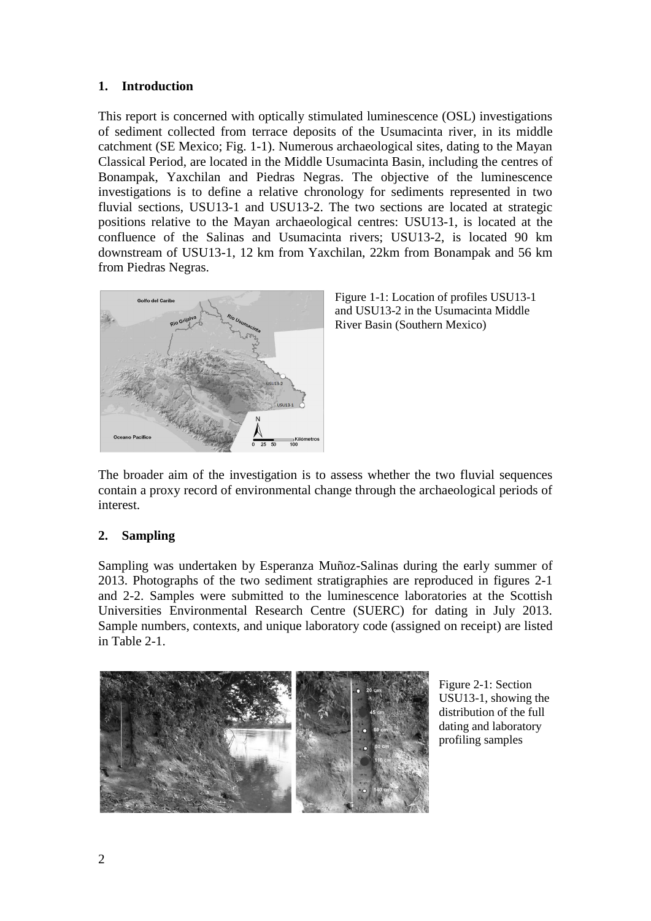## 1. Introduction

This report is concerned with optically stimulated luminescence (OSL) investigations of sediment collected from terrace deposits of the Usumacinta river, in its middle catchment (SE Mexico; Fig. 1-1). Numerous archaeological sites, dating to the Mayan Classical Period, are located in the Middle Usumacinta Basin, including the centres of Bonampak, Yaxchilan and Piedras Negras. The objective of the luminescence investigations is to define a relative chronology for sediments represented in two fluvial sections, USU13-1 and USU13-2. The two sections are located at strategic positions relative to the Mayan archaeological centres: USU13-1, is located at the confluence of the Salinas and Usumacinta rivers; USU13-2, is located 90 km downstream of USU13-1, 12 km from Yaxchilan, 22km from Bonampak and 56 km from Piedras Negras.

Figure 1-1: Location of profiles USU13-1 and USU13-2 in the Usumacinta Middle River Basin (Southern Mexico)

The broader aim of the investigation is to assess whether the two fluvial sequences contain a proxy record of environmental change through the archaeological periods of interest.

## 2. Sampling

Sampling was undertaken by Esperanza Muñoz-Salinas during the early summer of 2013. Photographs of the two sediment stratigraphies are reproduced in figures 2-1 and 2-2. Samples were submitted to the luminescence laboratories at the Scottish Universities Environmental Research Centre (SUERC) for dating in July 2013. Sample numbers, contexts, and unique laboratory code (assigned on receipt) are listed in Table 2-1.

Figure 2-1: Section USU13-1, showing the distribution of the full dating and laboratory profiling samples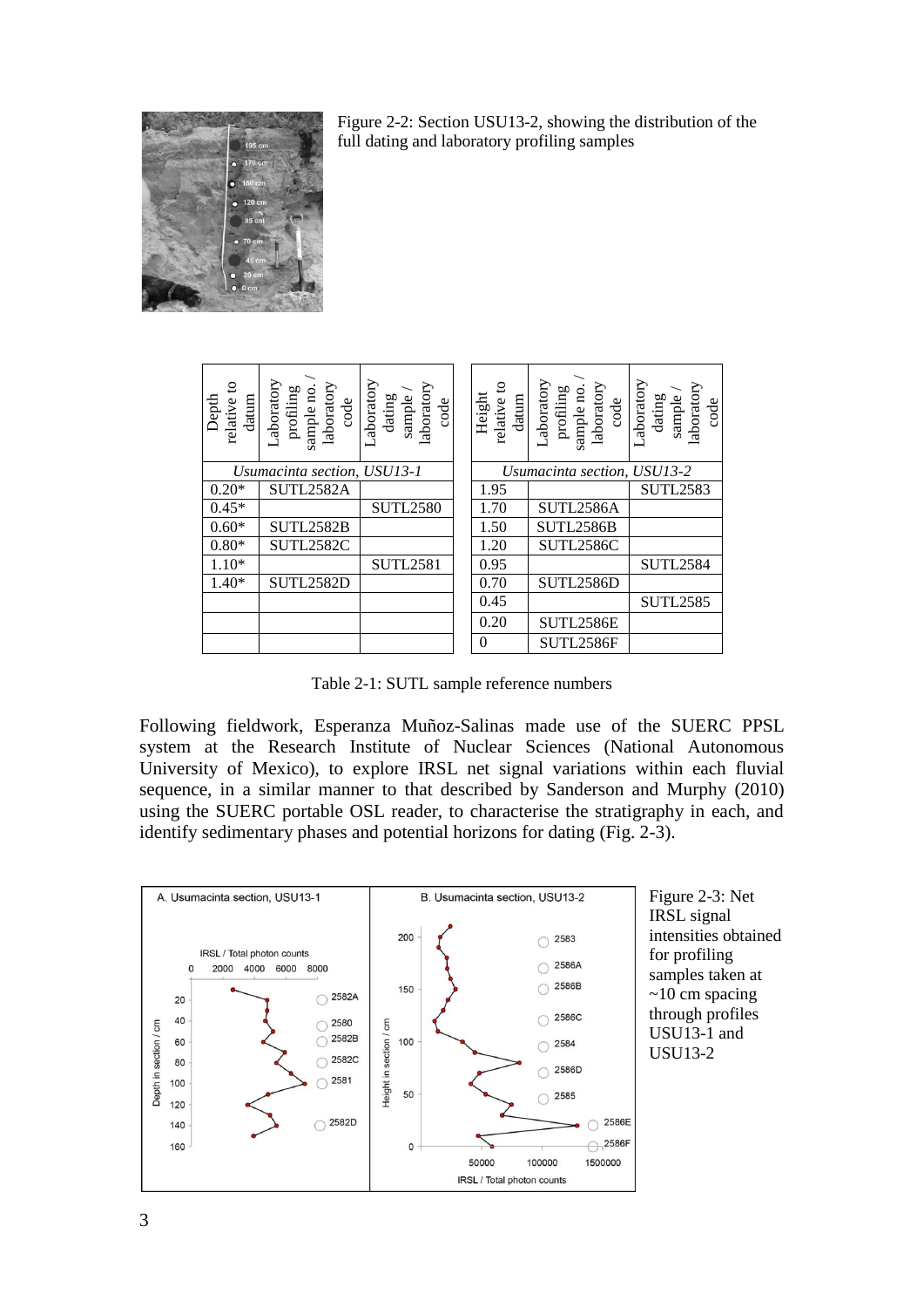Figure 2-2: Section USU13-2, showing the distribution of the full dating and laboratory profiling samples

| Depth relative to datum | Laboratory profiling sample no. / laboratory code | Laboratory dating sample / laboratory code | Height relative to datum | Laboratory profiling sample no. / laboratory code | Laboratory dating sample / laboratory code |
|---|---|---|---|---|---|
| *Usumacinta section, USU13-1* | | | *Usumacinta section, USU13-2* | | |
| 0.20* | SUTL2582A | | 1.95 | | SUTL2583 |
| 0.45* | | SUTL2580 | 1.70 | SUTL2586A | |
| 0.60* | SUTL2582B | | 1.50 | SUTL2586B | |
| 0.80* | SUTL2582C | | 1.20 | SUTL2586C | |
| 1.10* | | SUTL2581 | 0.95 | | SUTL2584 |
| 1.40* | SUTL2582D | | 0.70 | SUTL2586D | |
| | | | 0.45 | | SUTL2585 |
| | | | 0.20 | SUTL2586E | |
| | | | 0 | SUTL2586F | |

Table 2-1: SUTL sample reference numbers

Following fieldwork, Esperanza Muñoz-Salinas made use of the SUERC PPSL system at the Research Institute of Nuclear Sciences (National Autonomous University of Mexico), to explore IRSL net signal variations within each fluvial sequence, in a similar manner to that described by Sanderson and Murphy (2010) using the SUERC portable OSL reader, to characterise the stratigraphy in each, and identify sedimentary phases and potential horizons for dating (Fig. 2-3).

Figure 2-3: Net IRSL signal intensities obtained for profiling samples taken at ~10 cm spacing through profiles USU13-1 and USU13-2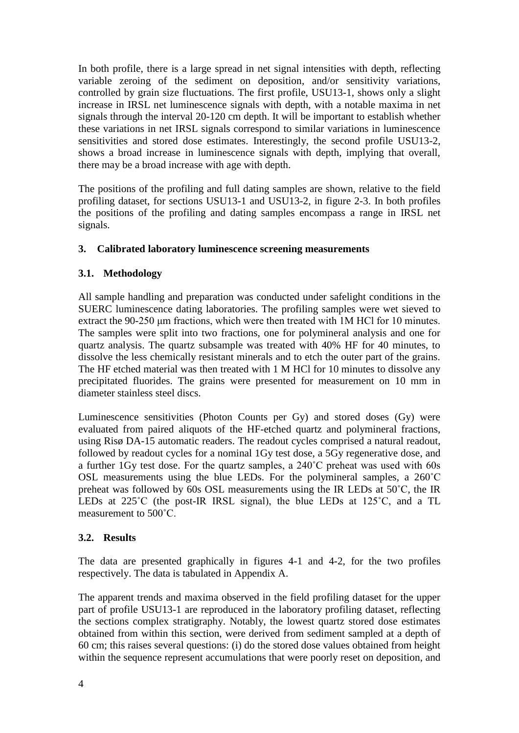In both profile, there is a large spread in net signal intensities with depth, reflecting variable zeroing of the sediment on deposition, and/or sensitivity variations, controlled by grain size fluctuations. The first profile, USU13-1, shows only a slight increase in IRSL net luminescence signals with depth, with a notable maxima in net signals through the interval 20-120 cm depth. It will be important to establish whether these variations in net IRSL signals correspond to similar variations in luminescence sensitivities and stored dose estimates. Interestingly, the second profile USU13-2, shows a broad increase in luminescence signals with depth, implying that overall, there may be a broad increase with age with depth.

The positions of the profiling and full dating samples are shown, relative to the field profiling dataset, for sections USU13-1 and USU13-2, in figure 2-3. In both profiles the positions of the profiling and dating samples encompass a range in IRSL net signals.

## 3. Calibrated laboratory luminescence screening measurements

### 3.1. Methodology

All sample handling and preparation was conducted under safelight conditions in the SUERC luminescence dating laboratories. The profiling samples were wet sieved to extract the 90-250 μm fractions, which were then treated with 1M HCl for 10 minutes. The samples were split into two fractions, one for polymineral analysis and one for quartz analysis. The quartz subsample was treated with 40% HF for 40 minutes, to dissolve the less chemically resistant minerals and to etch the outer part of the grains. The HF etched material was then treated with 1 M HCl for 10 minutes to dissolve any precipitated fluorides. The grains were presented for measurement on 10 mm in diameter stainless steel discs.

Luminescence sensitivities (Photon Counts per Gy) and stored doses (Gy) were evaluated from paired aliquots of the HF-etched quartz and polymineral fractions, using Risø DA-15 automatic readers. The readout cycles comprised a natural readout, followed by readout cycles for a nominal 1Gy test dose, a 5Gy regenerative dose, and a further 1Gy test dose. For the quartz samples, a 240˚C preheat was used with 60s OSL measurements using the blue LEDs. For the polymineral samples, a 260˚C preheat was followed by 60s OSL measurements using the IR LEDs at 50˚C, the IR LEDs at 225˚C (the post-IR IRSL signal), the blue LEDs at 125˚C, and a TL measurement to 500˚C.

### 3.2. Results

The data are presented graphically in figures 4-1 and 4-2, for the two profiles respectively. The data is tabulated in Appendix A.

The apparent trends and maxima observed in the field profiling dataset for the upper part of profile USU13-1 are reproduced in the laboratory profiling dataset, reflecting the sections complex stratigraphy. Notably, the lowest quartz stored dose estimates obtained from within this section, were derived from sediment sampled at a depth of 60 cm; this raises several questions: (i) do the stored dose values obtained from height within the sequence represent accumulations that were poorly reset on deposition, and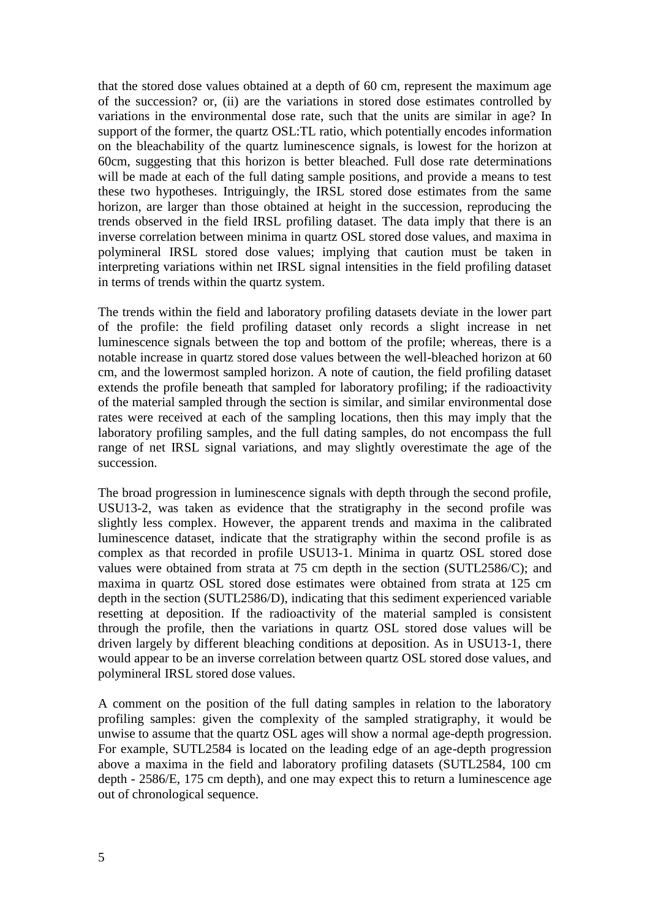that the stored dose values obtained at a depth of 60 cm, represent the maximum age of the succession? or, (ii) are the variations in stored dose estimates controlled by variations in the environmental dose rate, such that the units are similar in age? In support of the former, the quartz OSL:TL ratio, which potentially encodes information on the bleachability of the quartz luminescence signals, is lowest for the horizon at 60cm, suggesting that this horizon is better bleached. Full dose rate determinations will be made at each of the full dating sample positions, and provide a means to test these two hypotheses. Intriguingly, the IRSL stored dose estimates from the same horizon, are larger than those obtained at height in the succession, reproducing the trends observed in the field IRSL profiling dataset. The data imply that there is an inverse correlation between minima in quartz OSL stored dose values, and maxima in polymineral IRSL stored dose values; implying that caution must be taken in interpreting variations within net IRSL signal intensities in the field profiling dataset in terms of trends within the quartz system.

The trends within the field and laboratory profiling datasets deviate in the lower part of the profile: the field profiling dataset only records a slight increase in net luminescence signals between the top and bottom of the profile; whereas, there is a notable increase in quartz stored dose values between the well-bleached horizon at 60 cm, and the lowermost sampled horizon. A note of caution, the field profiling dataset extends the profile beneath that sampled for laboratory profiling; if the radioactivity of the material sampled through the section is similar, and similar environmental dose rates were received at each of the sampling locations, then this may imply that the laboratory profiling samples, and the full dating samples, do not encompass the full range of net IRSL signal variations, and may slightly overestimate the age of the succession.

The broad progression in luminescence signals with depth through the second profile, USU13-2, was taken as evidence that the stratigraphy in the second profile was slightly less complex. However, the apparent trends and maxima in the calibrated luminescence dataset, indicate that the stratigraphy within the second profile is as complex as that recorded in profile USU13-1. Minima in quartz OSL stored dose values were obtained from strata at 75 cm depth in the section (SUTL2586/C); and maxima in quartz OSL stored dose estimates were obtained from strata at 125 cm depth in the section (SUTL2586/D), indicating that this sediment experienced variable resetting at deposition. If the radioactivity of the material sampled is consistent through the profile, then the variations in quartz OSL stored dose values will be driven largely by different bleaching conditions at deposition. As in USU13-1, there would appear to be an inverse correlation between quartz OSL stored dose values, and polymineral IRSL stored dose values.

A comment on the position of the full dating samples in relation to the laboratory profiling samples: given the complexity of the sampled stratigraphy, it would be unwise to assume that the quartz OSL ages will show a normal age-depth progression. For example, SUTL2584 is located on the leading edge of an age-depth progression above a maxima in the field and laboratory profiling datasets (SUTL2584, 100 cm depth - 2586/E, 175 cm depth), and one may expect this to return a luminescence age out of chronological sequence.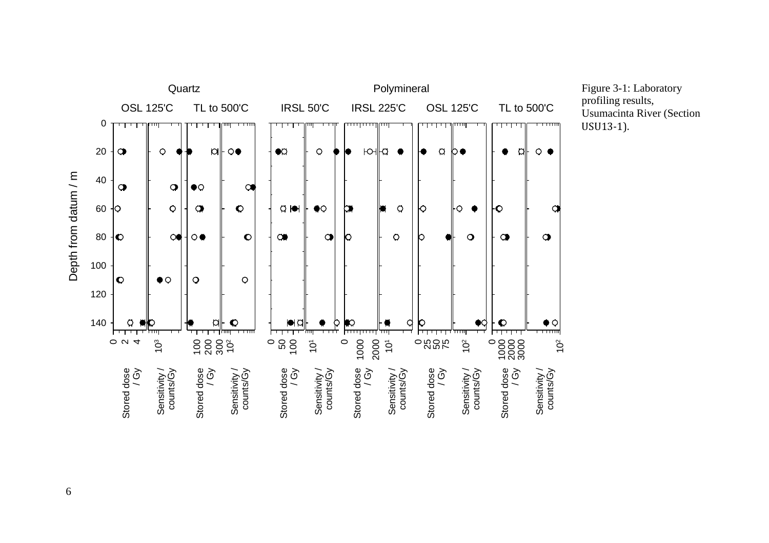Figure 3-1: Laboratory profiling results, Usumacinta River (Section USU13-1).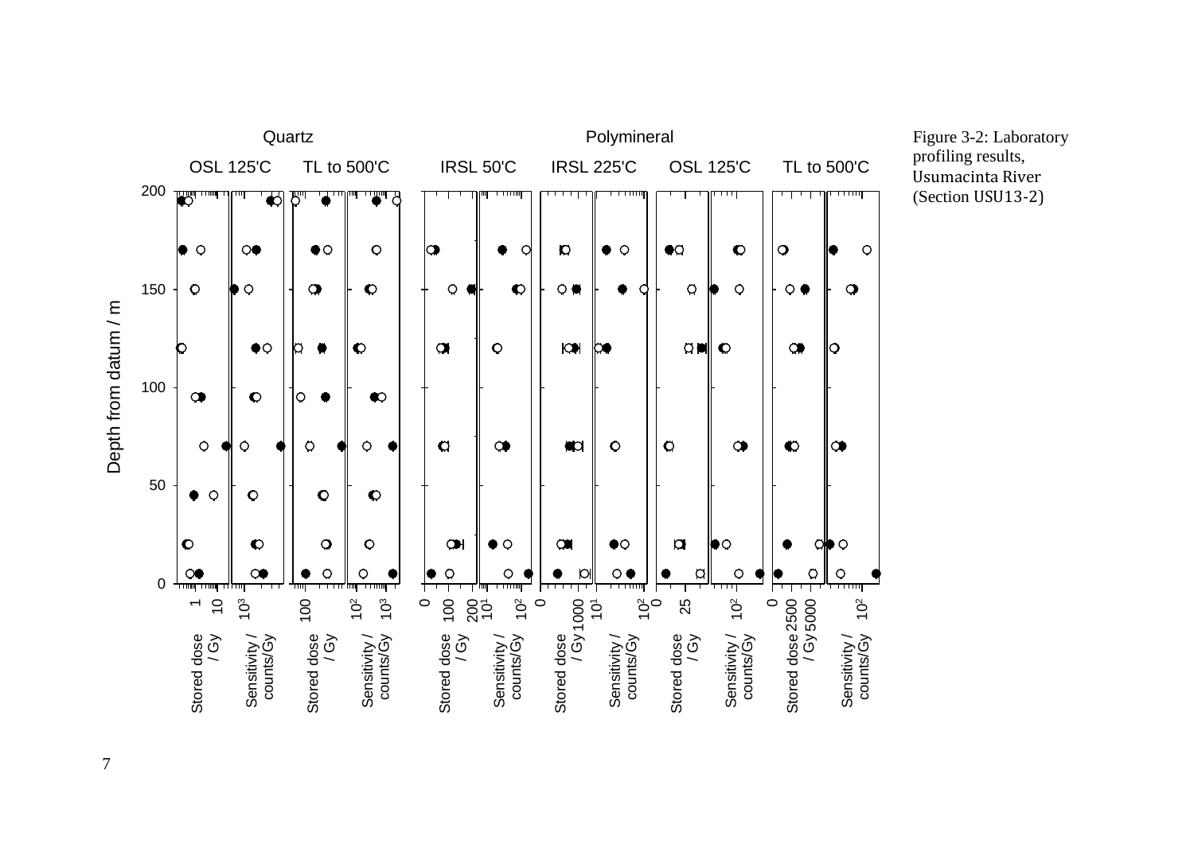Figure 3-2: Laboratory profiling results, Usumacinta River (Section USU13-2)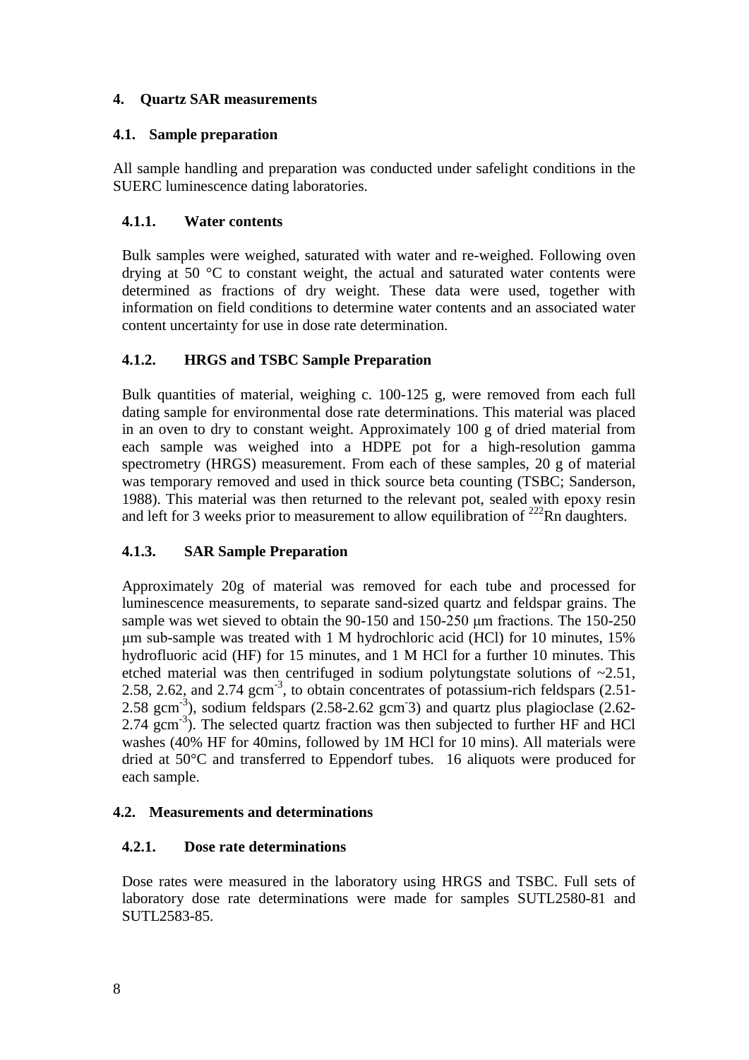## 4. Quartz SAR measurements

### 4.1. Sample preparation

All sample handling and preparation was conducted under safelight conditions in the SUERC luminescence dating laboratories.

#### 4.1.1. Water contents

Bulk samples were weighed, saturated with water and re-weighed. Following oven drying at 50 °C to constant weight, the actual and saturated water contents were determined as fractions of dry weight. These data were used, together with information on field conditions to determine water contents and an associated water content uncertainty for use in dose rate determination.

#### 4.1.2. HRGS and TSBC Sample Preparation

Bulk quantities of material, weighing c. 100-125 g, were removed from each full dating sample for environmental dose rate determinations. This material was placed in an oven to dry to constant weight. Approximately 100 g of dried material from each sample was weighed into a HDPE pot for a high-resolution gamma spectrometry (HRGS) measurement. From each of these samples, 20 g of material was temporary removed and used in thick source beta counting (TSBC; Sanderson, 1988). This material was then returned to the relevant pot, sealed with epoxy resin and left for 3 weeks prior to measurement to allow equilibration of $^{222}$Rn daughters.

#### 4.1.3. SAR Sample Preparation

Approximately 20g of material was removed for each tube and processed for luminescence measurements, to separate sand-sized quartz and feldspar grains. The sample was wet sieved to obtain the 90-150 and 150-250 μm fractions. The 150-250 μm sub-sample was treated with 1 M hydrochloric acid (HCl) for 10 minutes, 15% hydrofluoric acid (HF) for 15 minutes, and 1 M HCl for a further 10 minutes. This etched material was then centrifuged in sodium polytungstate solutions of ~2.51, 2.58, 2.62, and 2.74 gcm$^{-3}$, to obtain concentrates of potassium-rich feldspars (2.51-2.58 gcm$^{-3}$), sodium feldspars (2.58-2.62 gcm$^{-}$3) and quartz plus plagioclase (2.62-2.74 gcm$^{-3}$). The selected quartz fraction was then subjected to further HF and HCl washes (40% HF for 40mins, followed by 1M HCl for 10 mins). All materials were dried at 50°C and transferred to Eppendorf tubes. 16 aliquots were produced for each sample.

### 4.2. Measurements and determinations

#### 4.2.1. Dose rate determinations

Dose rates were measured in the laboratory using HRGS and TSBC. Full sets of laboratory dose rate determinations were made for samples SUTL2580-81 and SUTL2583-85.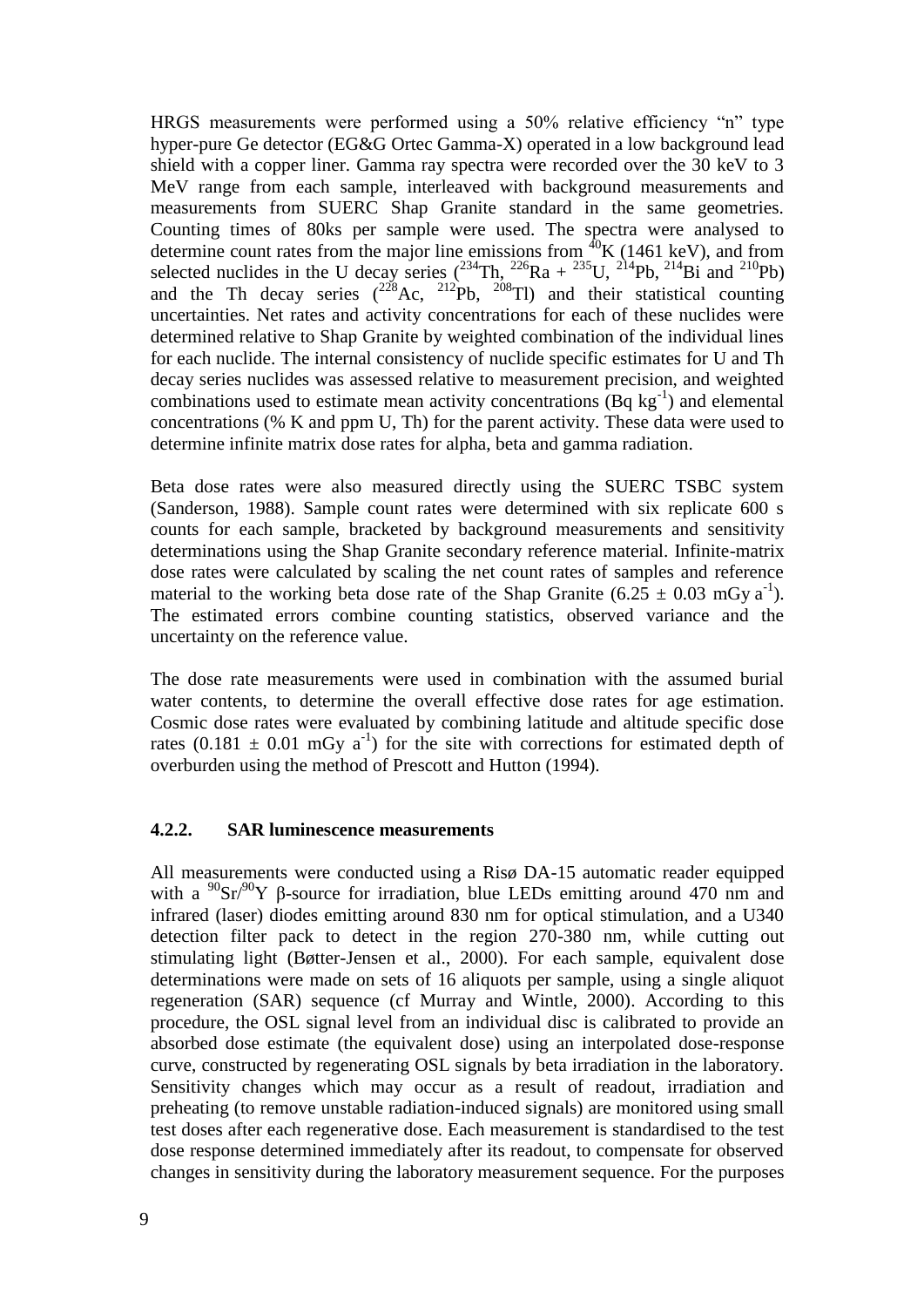HRGS measurements were performed using a 50% relative efficiency "n" type hyper-pure Ge detector (EG&G Ortec Gamma-X) operated in a low background lead shield with a copper liner. Gamma ray spectra were recorded over the 30 keV to 3 MeV range from each sample, interleaved with background measurements and measurements from SUERC Shap Granite standard in the same geometries. Counting times of 80ks per sample were used. The spectra were analysed to determine count rates from the major line emissions from $^{40}K$ (1461 keV), and from selected nuclides in the U decay series ($^{234}Th$, $^{226}Ra$ + $^{235}U$, $^{214}Pb$, $^{214}Bi$ and $^{210}Pb$) and the Th decay series ($^{228}Ac$, $^{212}Pb$, $^{208}Tl$) and their statistical counting uncertainties. Net rates and activity concentrations for each of these nuclides were determined relative to Shap Granite by weighted combination of the individual lines for each nuclide. The internal consistency of nuclide specific estimates for U and Th decay series nuclides was assessed relative to measurement precision, and weighted combinations used to estimate mean activity concentrations (Bq $kg^{-1}$) and elemental concentrations (% K and ppm U, Th) for the parent activity. These data were used to determine infinite matrix dose rates for alpha, beta and gamma radiation.

Beta dose rates were also measured directly using the SUERC TSBC system (Sanderson, 1988). Sample count rates were determined with six replicate 600 s counts for each sample, bracketed by background measurements and sensitivity determinations using the Shap Granite secondary reference material. Infinite-matrix dose rates were calculated by scaling the net count rates of samples and reference material to the working beta dose rate of the Shap Granite ($6.25 \pm 0.03$ mGy $a^{-1}$). The estimated errors combine counting statistics, observed variance and the uncertainty on the reference value.

The dose rate measurements were used in combination with the assumed burial water contents, to determine the overall effective dose rates for age estimation. Cosmic dose rates were evaluated by combining latitude and altitude specific dose rates ($0.181 \pm 0.01$ mGy $a^{-1}$) for the site with corrections for estimated depth of overburden using the method of Prescott and Hutton (1994).

#### 4.2.2. SAR luminescence measurements

All measurements were conducted using a Risø DA-15 automatic reader equipped with a $^{90}Sr/^{90}Y$ β-source for irradiation, blue LEDs emitting around 470 nm and infrared (laser) diodes emitting around 830 nm for optical stimulation, and a U340 detection filter pack to detect in the region 270-380 nm, while cutting out stimulating light (Bøtter-Jensen et al., 2000). For each sample, equivalent dose determinations were made on sets of 16 aliquots per sample, using a single aliquot regeneration (SAR) sequence (cf Murray and Wintle, 2000). According to this procedure, the OSL signal level from an individual disc is calibrated to provide an absorbed dose estimate (the equivalent dose) using an interpolated dose-response curve, constructed by regenerating OSL signals by beta irradiation in the laboratory. Sensitivity changes which may occur as a result of readout, irradiation and preheating (to remove unstable radiation-induced signals) are monitored using small test doses after each regenerative dose. Each measurement is standardised to the test dose response determined immediately after its readout, to compensate for observed changes in sensitivity during the laboratory measurement sequence. For the purposes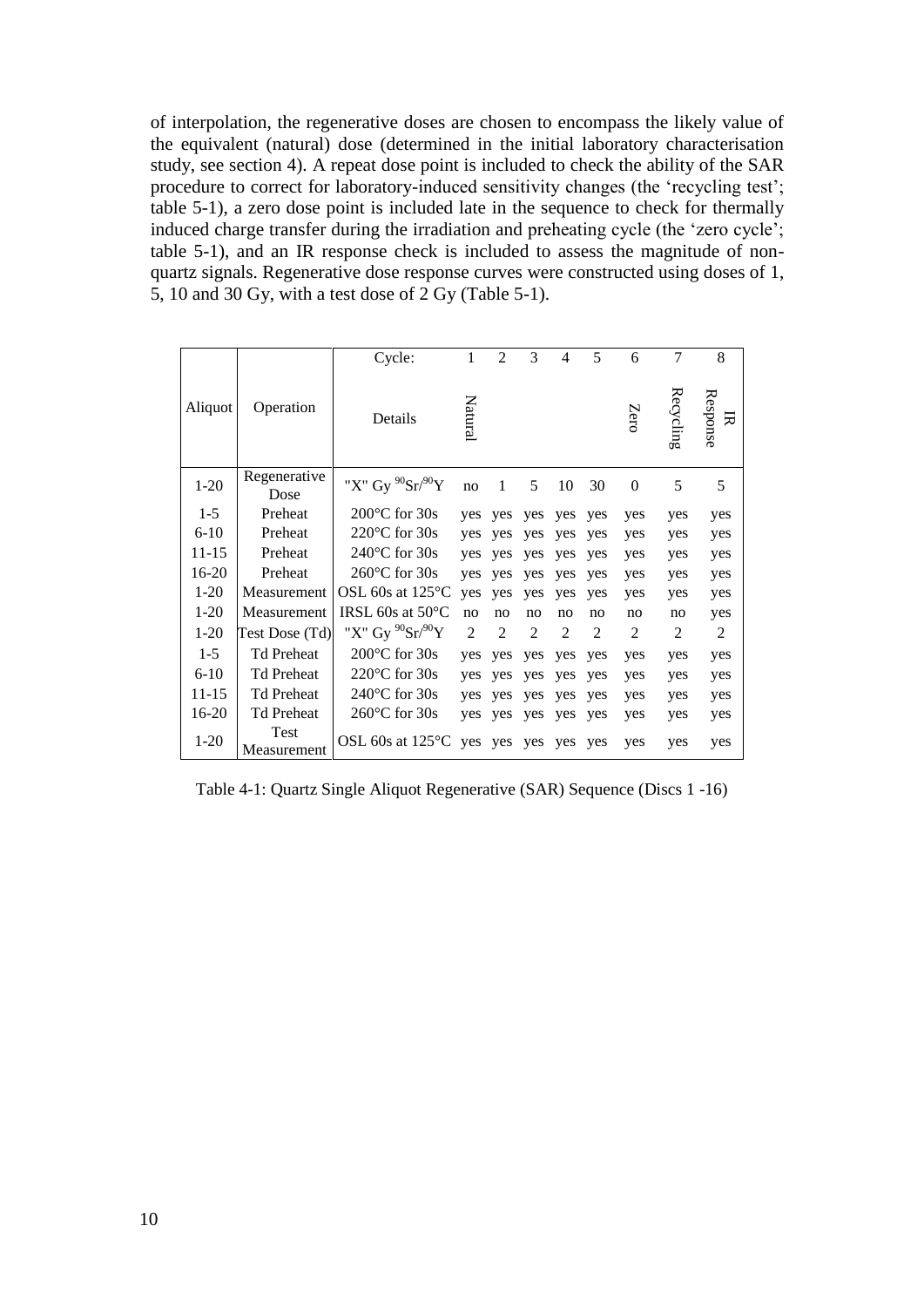of interpolation, the regenerative doses are chosen to encompass the likely value of the equivalent (natural) dose (determined in the initial laboratory characterisation study, see section 4). A repeat dose point is included to check the ability of the SAR procedure to correct for laboratory-induced sensitivity changes (the 'recycling test'; table 5-1), a zero dose point is included late in the sequence to check for thermally induced charge transfer during the irradiation and preheating cycle (the 'zero cycle'; table 5-1), and an IR response check is included to assess the magnitude of non-quartz signals. Regenerative dose response curves were constructed using doses of 1, 5, 10 and 30 Gy, with a test dose of 2 Gy (Table 5-1).

| | | Cycle: | 1 | 2 | 3 | 4 | 5 | 6 | 7 | 8 |
|---|---|---|---|---|---|---|---|---|---|---|
| Aliquot | Operation | Details | Natural | | | | | Zero | Recycling | IR Response |
| 1-20 | Regenerative Dose | "X" Gy $^{90}Sr/^{90}Y$ | no | 1 | 5 | 10 | 30 | 0 | 5 | 5 |
| 1-5 | Preheat | 200°C for 30s | yes | yes | yes | yes | yes | yes | yes | yes |
| 6-10 | Preheat | 220°C for 30s | yes | yes | yes | yes | yes | yes | yes | yes |
| 11-15 | Preheat | 240°C for 30s | yes | yes | yes | yes | yes | yes | yes | yes |
| 16-20 | Preheat | 260°C for 30s | yes | yes | yes | yes | yes | yes | yes | yes |
| 1-20 | Measurement | OSL 60s at 125°C | yes | yes | yes | yes | yes | yes | yes | yes |
| 1-20 | Measurement | IRSL 60s at 50°C | no | no | no | no | no | no | no | yes |
| 1-20 | Test Dose (Td) | "X" Gy $^{90}Sr/^{90}Y$ | 2 | 2 | 2 | 2 | 2 | 2 | 2 | 2 |
| 1-5 | Td Preheat | 200°C for 30s | yes | yes | yes | yes | yes | yes | yes | yes |
| 6-10 | Td Preheat | 220°C for 30s | yes | yes | yes | yes | yes | yes | yes | yes |
| 11-15 | Td Preheat | 240°C for 30s | yes | yes | yes | yes | yes | yes | yes | yes |
| 16-20 | Td Preheat | 260°C for 30s | yes | yes | yes | yes | yes | yes | yes | yes |
| 1-20 | Test Measurement | OSL 60s at 125°C | yes | yes | yes | yes | yes | yes | yes | yes |

Table 4-1: Quartz Single Aliquot Regenerative (SAR) Sequence (Discs 1 -16)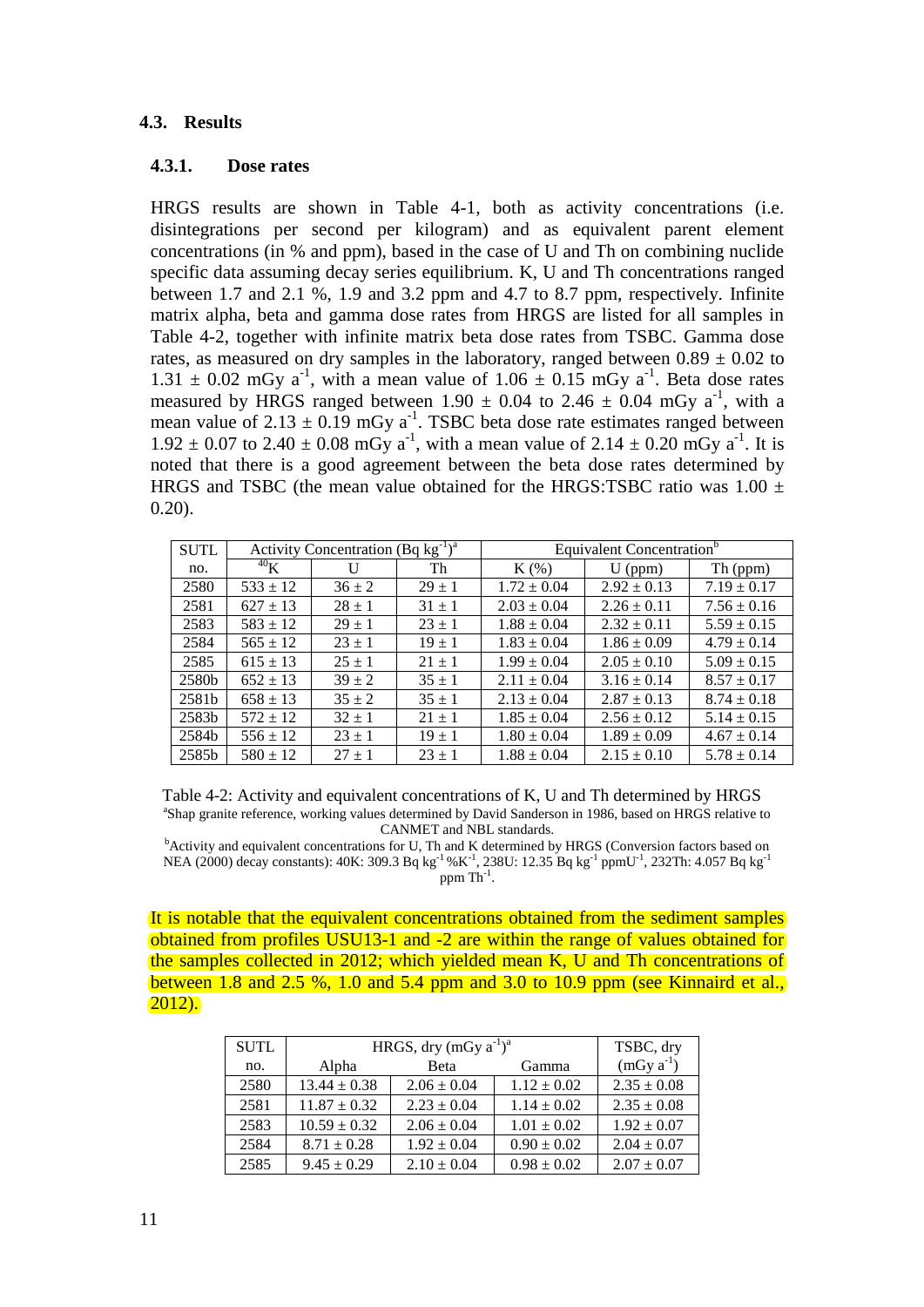## 4.3. Results

### 4.3.1. Dose rates

HRGS results are shown in Table 4-1, both as activity concentrations (i.e. disintegrations per second per kilogram) and as equivalent parent element concentrations (in % and ppm), based in the case of U and Th on combining nuclide specific data assuming decay series equilibrium. K, U and Th concentrations ranged between 1.7 and 2.1 %, 1.9 and 3.2 ppm and 4.7 to 8.7 ppm, respectively. Infinite matrix alpha, beta and gamma dose rates from HRGS are listed for all samples in Table 4-2, together with infinite matrix beta dose rates from TSBC. Gamma dose rates, as measured on dry samples in the laboratory, ranged between $0.89 \pm 0.02$ to $1.31 \pm 0.02$ mGy $a^{-1}$, with a mean value of $1.06 \pm 0.15$ mGy $a^{-1}$. Beta dose rates measured by HRGS ranged between $1.90 \pm 0.04$ to $2.46 \pm 0.04$ mGy $a^{-1}$, with a mean value of $2.13 \pm 0.19$ mGy $a^{-1}$. TSBC beta dose rate estimates ranged between $1.92 \pm 0.07$ to $2.40 \pm 0.08$ mGy $a^{-1}$, with a mean value of $2.14 \pm 0.20$ mGy $a^{-1}$. It is noted that there is a good agreement between the beta dose rates determined by HRGS and TSBC (the mean value obtained for the HRGS:TSBC ratio was $1.00 \pm 0.20$).

| SUTL | Activity Concentration (Bq $kg^{-1}$)[a] | | | Equivalent Concentration[b] | | |
|---|---|---|---|---|---|---|
| no. | $^{40}$K | U | Th | K (%) | U (ppm) | Th (ppm) |
| 2580 | 533 ± 12 | 36 ± 2 | 29 ± 1 | 1.72 ± 0.04 | 2.92 ± 0.13 | 7.19 ± 0.17 |
| 2581 | 627 ± 13 | 28 ± 1 | 31 ± 1 | 2.03 ± 0.04 | 2.26 ± 0.11 | 7.56 ± 0.16 |
| 2583 | 583 ± 12 | 29 ± 1 | 23 ± 1 | 1.88 ± 0.04 | 2.32 ± 0.11 | 5.59 ± 0.15 |
| 2584 | 565 ± 12 | 23 ± 1 | 19 ± 1 | 1.83 ± 0.04 | 1.86 ± 0.09 | 4.79 ± 0.14 |
| 2585 | 615 ± 13 | 25 ± 1 | 21 ± 1 | 1.99 ± 0.04 | 2.05 ± 0.10 | 5.09 ± 0.15 |
| 2580b | 652 ± 13 | 39 ± 2 | 35 ± 1 | 2.11 ± 0.04 | 3.16 ± 0.14 | 8.57 ± 0.17 |
| 2581b | 658 ± 13 | 35 ± 2 | 35 ± 1 | 2.13 ± 0.04 | 2.87 ± 0.13 | 8.74 ± 0.18 |
| 2583b | 572 ± 12 | 32 ± 1 | 21 ± 1 | 1.85 ± 0.04 | 2.56 ± 0.12 | 5.14 ± 0.15 |
| 2584b | 556 ± 12 | 23 ± 1 | 19 ± 1 | 1.80 ± 0.04 | 1.89 ± 0.09 | 4.67 ± 0.14 |
| 2585b | 580 ± 12 | 27 ± 1 | 23 ± 1 | 1.88 ± 0.04 | 2.15 ± 0.10 | 5.78 ± 0.14 |

Table 4-2: Activity and equivalent concentrations of K, U and Th determined by HRGS
[a]Shap granite reference, working values determined by David Sanderson in 1986, based on HRGS relative to CANMET and NBL standards.
[b]Activity and equivalent concentrations for U, Th and K determined by HRGS (Conversion factors based on NEA (2000) decay constants): 40K: 309.3 Bq $kg^{-1}$ $\%K^{-1}$, 238U: 12.35 Bq $kg^{-1}$ $ppmU^{-1}$, 232Th: 4.057 Bq $kg^{-1}$ ppm $Th^{-1}$.

It is notable that the equivalent concentrations obtained from the sediment samples obtained from profiles USU13-1 and -2 are within the range of values obtained for the samples collected in 2012; which yielded mean K, U and Th concentrations of between 1.8 and 2.5 %, 1.0 and 5.4 ppm and 3.0 to 10.9 ppm (see Kinnaird et al., 2012).

| SUTL | HRGS, dry (mGy $a^{-1}$)[a] | | | TSBC, dry |
|---|---|---|---|---|
| no. | Alpha | Beta | Gamma | (mGy $a^{-1}$) |
| 2580 | 13.44 ± 0.38 | 2.06 ± 0.04 | 1.12 ± 0.02 | 2.35 ± 0.08 |
| 2581 | 11.87 ± 0.32 | 2.23 ± 0.04 | 1.14 ± 0.02 | 2.35 ± 0.08 |
| 2583 | 10.59 ± 0.32 | 2.06 ± 0.04 | 1.01 ± 0.02 | 1.92 ± 0.07 |
| 2584 | 8.71 ± 0.28 | 1.92 ± 0.04 | 0.90 ± 0.02 | 2.04 ± 0.07 |
| 2585 | 9.45 ± 0.29 | 2.10 ± 0.04 | 0.98 ± 0.02 | 2.07 ± 0.07 |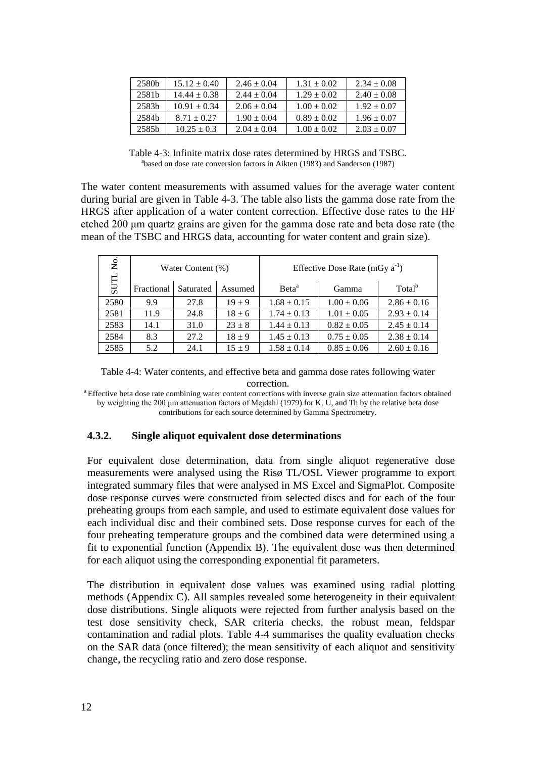| 2580b | $15.12 \pm 0.40$ | $2.46 \pm 0.04$ | $1.31 \pm 0.02$ | $2.34 \pm 0.08$ |
|---|---|---|---|---|
| 2581b | $14.44 \pm 0.38$ | $2.44 \pm 0.04$ | $1.29 \pm 0.02$ | $2.40 \pm 0.08$ |
| 2583b | $10.91 \pm 0.34$ | $2.06 \pm 0.04$ | $1.00 \pm 0.02$ | $1.92 \pm 0.07$ |
| 2584b | $8.71 \pm 0.27$ | $1.90 \pm 0.04$ | $0.89 \pm 0.02$ | $1.96 \pm 0.07$ |
| 2585b | $10.25 \pm 0.3$ | $2.04 \pm 0.04$ | $1.00 \pm 0.02$ | $2.03 \pm 0.07$ |

Table 4-3: Infinite matrix dose rates determined by HRGS and TSBC.
[a]based on dose rate conversion factors in Aikten (1983) and Sanderson (1987)

The water content measurements with assumed values for the average water content during burial are given in Table 4-3. The table also lists the gamma dose rate from the HRGS after application of a water content correction. Effective dose rates to the HF etched 200 μm quartz grains are given for the gamma dose rate and beta dose rate (the mean of the TSBC and HRGS data, accounting for water content and grain size).

| SUTL No. | Water Content (%) | | | Effective Dose Rate (mGy $a^{-1}$) | | |
|---|---|---|---|---|---|---|
| | Fractional | Saturated | Assumed | Beta[a] | Gamma | Total[b] |
| 2580 | 9.9 | 27.8 | $19 \pm 9$ | $1.68 \pm 0.15$ | $1.00 \pm 0.06$ | $2.86 \pm 0.16$ |
| 2581 | 11.9 | 24.8 | $18 \pm 6$ | $1.74 \pm 0.13$ | $1.01 \pm 0.05$ | $2.93 \pm 0.14$ |
| 2583 | 14.1 | 31.0 | $23 \pm 8$ | $1.44 \pm 0.13$ | $0.82 \pm 0.05$ | $2.45 \pm 0.14$ |
| 2584 | 8.3 | 27.2 | $18 \pm 9$ | $1.45 \pm 0.13$ | $0.75 \pm 0.05$ | $2.38 \pm 0.14$ |
| 2585 | 5.2 | 24.1 | $15 \pm 9$ | $1.58 \pm 0.14$ | $0.85 \pm 0.06$ | $2.60 \pm 0.16$ |

Table 4-4: Water contents, and effective beta and gamma dose rates following water correction.

[a] Effective beta dose rate combining water content corrections with inverse grain size attenuation factors obtained by weighting the 200 μm attenuation factors of Mejdahl (1979) for K, U, and Th by the relative beta dose contributions for each source determined by Gamma Spectrometry.

### 4.3.2. Single aliquot equivalent dose determinations

For equivalent dose determination, data from single aliquot regenerative dose measurements were analysed using the Risø TL/OSL Viewer programme to export integrated summary files that were analysed in MS Excel and SigmaPlot. Composite dose response curves were constructed from selected discs and for each of the four preheating groups from each sample, and used to estimate equivalent dose values for each individual disc and their combined sets. Dose response curves for each of the four preheating temperature groups and the combined data were determined using a fit to exponential function (Appendix B). The equivalent dose was then determined for each aliquot using the corresponding exponential fit parameters.

The distribution in equivalent dose values was examined using radial plotting methods (Appendix C). All samples revealed some heterogeneity in their equivalent dose distributions. Single aliquots were rejected from further analysis based on the test dose sensitivity check, SAR criteria checks, the robust mean, feldspar contamination and radial plots. Table 4-4 summarises the quality evaluation checks on the SAR data (once filtered); the mean sensitivity of each aliquot and sensitivity change, the recycling ratio and zero dose response.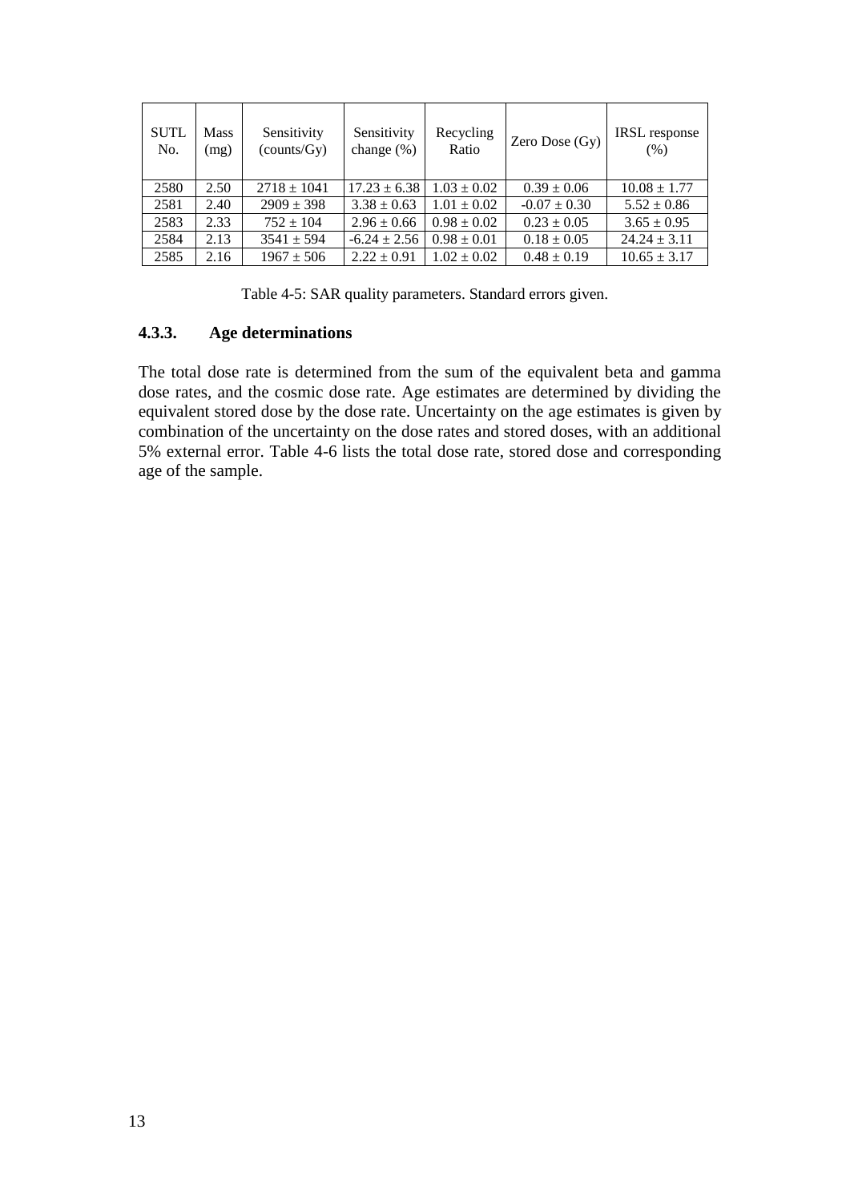| SUTL No. | Mass (mg) | Sensitivity (counts/Gy) | Sensitivity change (%) | Recycling Ratio | Zero Dose (Gy) | IRSL response (%) |
|---|---|---|---|---|---|---|
| 2580 | 2.50 | 2718 ± 1041 | 17.23 ± 6.38 | 1.03 ± 0.02 | 0.39 ± 0.06 | 10.08 ± 1.77 |
| 2581 | 2.40 | 2909 ± 398 | 3.38 ± 0.63 | 1.01 ± 0.02 | -0.07 ± 0.30 | 5.52 ± 0.86 |
| 2583 | 2.33 | 752 ± 104 | 2.96 ± 0.66 | 0.98 ± 0.02 | 0.23 ± 0.05 | 3.65 ± 0.95 |
| 2584 | 2.13 | 3541 ± 594 | -6.24 ± 2.56 | 0.98 ± 0.01 | 0.18 ± 0.05 | 24.24 ± 3.11 |
| 2585 | 2.16 | 1967 ± 506 | 2.22 ± 0.91 | 1.02 ± 0.02 | 0.48 ± 0.19 | 10.65 ± 3.17 |

Table 4-5: SAR quality parameters. Standard errors given.

### 4.3.3. Age determinations

The total dose rate is determined from the sum of the equivalent beta and gamma dose rates, and the cosmic dose rate. Age estimates are determined by dividing the equivalent stored dose by the dose rate. Uncertainty on the age estimates is given by combination of the uncertainty on the dose rates and stored doses, with an additional 5% external error. Table 4-6 lists the total dose rate, stored dose and corresponding age of the sample.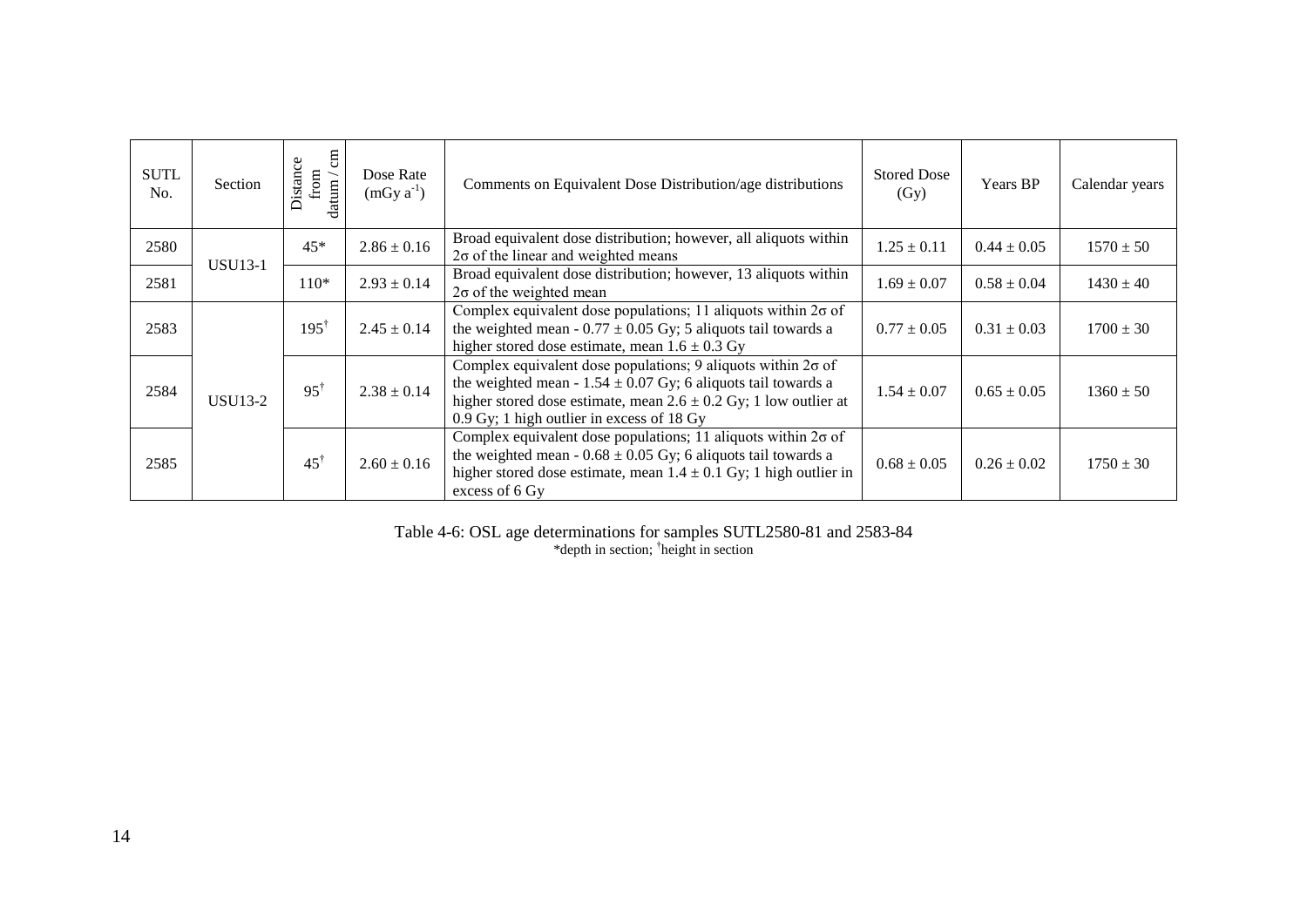| SUTL No. | Section | Distance from datum / cm | Dose Rate (mGy a$^{-1}$) | Comments on Equivalent Dose Distribution/age distributions | Stored Dose (Gy) | Years BP | Calendar years |
|---|---|---|---|---|---|---|---|
| 2580 | USU13-1 | 45* | 2.86 ± 0.16 | Broad equivalent dose distribution; however, all aliquots within 2σ of the linear and weighted means | 1.25 ± 0.11 | 0.44 ± 0.05 | 1570 ± 50 |
| 2581 | | 110* | 2.93 ± 0.14 | Broad equivalent dose distribution; however, 13 aliquots within 2σ of the weighted mean | 1.69 ± 0.07 | 0.58 ± 0.04 | 1430 ± 40 |
| 2583 | USU13-2 | 195† | 2.45 ± 0.14 | Complex equivalent dose populations; 11 aliquots within 2σ of the weighted mean - 0.77 ± 0.05 Gy; 5 aliquots tail towards a higher stored dose estimate, mean 1.6 ± 0.3 Gy | 0.77 ± 0.05 | 0.31 ± 0.03 | 1700 ± 30 |
| 2584 | | 95† | 2.38 ± 0.14 | Complex equivalent dose populations; 9 aliquots within 2σ of the weighted mean - 1.54 ± 0.07 Gy; 6 aliquots tail towards a higher stored dose estimate, mean 2.6 ± 0.2 Gy; 1 low outlier at 0.9 Gy; 1 high outlier in excess of 18 Gy | 1.54 ± 0.07 | 0.65 ± 0.05 | 1360 ± 50 |
| 2585 | | 45† | 2.60 ± 0.16 | Complex equivalent dose populations; 11 aliquots within 2σ of the weighted mean - 0.68 ± 0.05 Gy; 6 aliquots tail towards a higher stored dose estimate, mean 1.4 ± 0.1 Gy; 1 high outlier in excess of 6 Gy | 0.68 ± 0.05 | 0.26 ± 0.02 | 1750 ± 30 |

Table 4-6: OSL age determinations for samples SUTL2580-81 and 2583-84
*depth in section; †height in section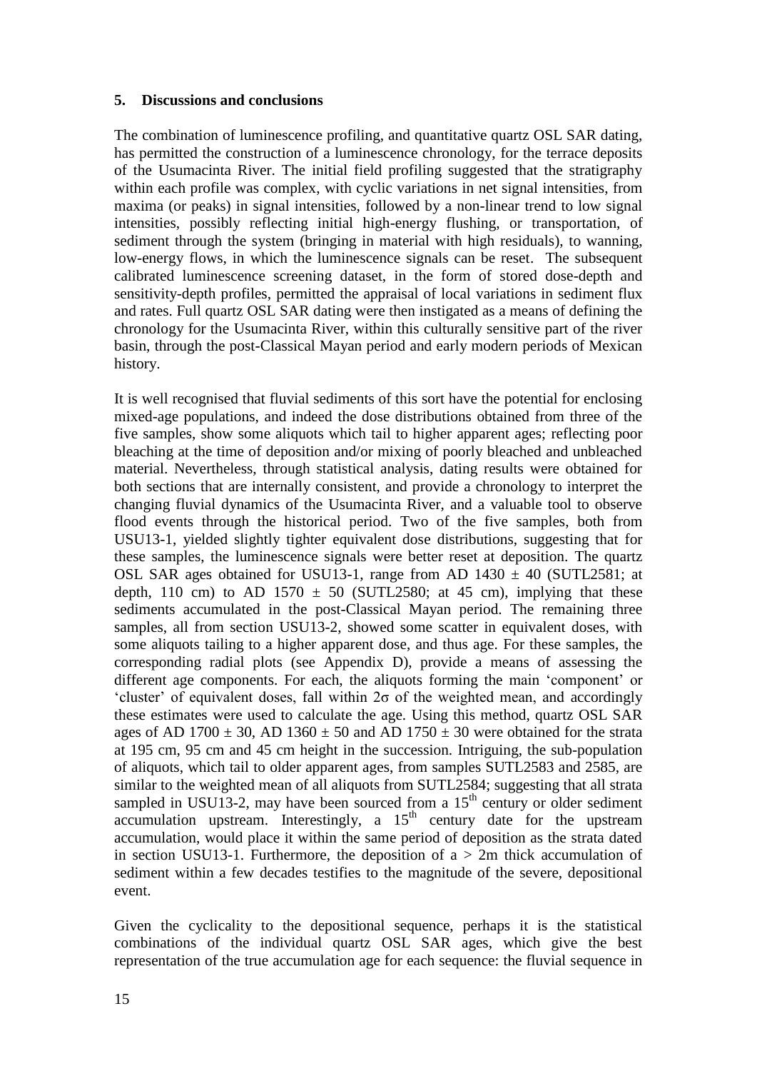### 5. Discussions and conclusions

The combination of luminescence profiling, and quantitative quartz OSL SAR dating, has permitted the construction of a luminescence chronology, for the terrace deposits of the Usumacinta River. The initial field profiling suggested that the stratigraphy within each profile was complex, with cyclic variations in net signal intensities, from maxima (or peaks) in signal intensities, followed by a non-linear trend to low signal intensities, possibly reflecting initial high-energy flushing, or transportation, of sediment through the system (bringing in material with high residuals), to wanning, low-energy flows, in which the luminescence signals can be reset. The subsequent calibrated luminescence screening dataset, in the form of stored dose-depth and sensitivity-depth profiles, permitted the appraisal of local variations in sediment flux and rates. Full quartz OSL SAR dating were then instigated as a means of defining the chronology for the Usumacinta River, within this culturally sensitive part of the river basin, through the post-Classical Mayan period and early modern periods of Mexican history.

It is well recognised that fluvial sediments of this sort have the potential for enclosing mixed-age populations, and indeed the dose distributions obtained from three of the five samples, show some aliquots which tail to higher apparent ages; reflecting poor bleaching at the time of deposition and/or mixing of poorly bleached and unbleached material. Nevertheless, through statistical analysis, dating results were obtained for both sections that are internally consistent, and provide a chronology to interpret the changing fluvial dynamics of the Usumacinta River, and a valuable tool to observe flood events through the historical period. Two of the five samples, both from USU13-1, yielded slightly tighter equivalent dose distributions, suggesting that for these samples, the luminescence signals were better reset at deposition. The quartz OSL SAR ages obtained for USU13-1, range from AD 1430 ± 40 (SUTL2581; at depth, 110 cm) to AD 1570 ± 50 (SUTL2580; at 45 cm), implying that these sediments accumulated in the post-Classical Mayan period. The remaining three samples, all from section USU13-2, showed some scatter in equivalent doses, with some aliquots tailing to a higher apparent dose, and thus age. For these samples, the corresponding radial plots (see Appendix D), provide a means of assessing the different age components. For each, the aliquots forming the main 'component' or 'cluster' of equivalent doses, fall within 2σ of the weighted mean, and accordingly these estimates were used to calculate the age. Using this method, quartz OSL SAR ages of AD 1700 ± 30, AD 1360 ± 50 and AD 1750 ± 30 were obtained for the strata at 195 cm, 95 cm and 45 cm height in the succession. Intriguing, the sub-population of aliquots, which tail to older apparent ages, from samples SUTL2583 and 2585, are similar to the weighted mean of all aliquots from SUTL2584; suggesting that all strata sampled in USU13-2, may have been sourced from a 15th century or older sediment accumulation upstream. Interestingly, a 15th century date for the upstream accumulation, would place it within the same period of deposition as the strata dated in section USU13-1. Furthermore, the deposition of a > 2m thick accumulation of sediment within a few decades testifies to the magnitude of the severe, depositional event.

Given the cyclicality to the depositional sequence, perhaps it is the statistical combinations of the individual quartz OSL SAR ages, which give the best representation of the true accumulation age for each sequence: the fluvial sequence in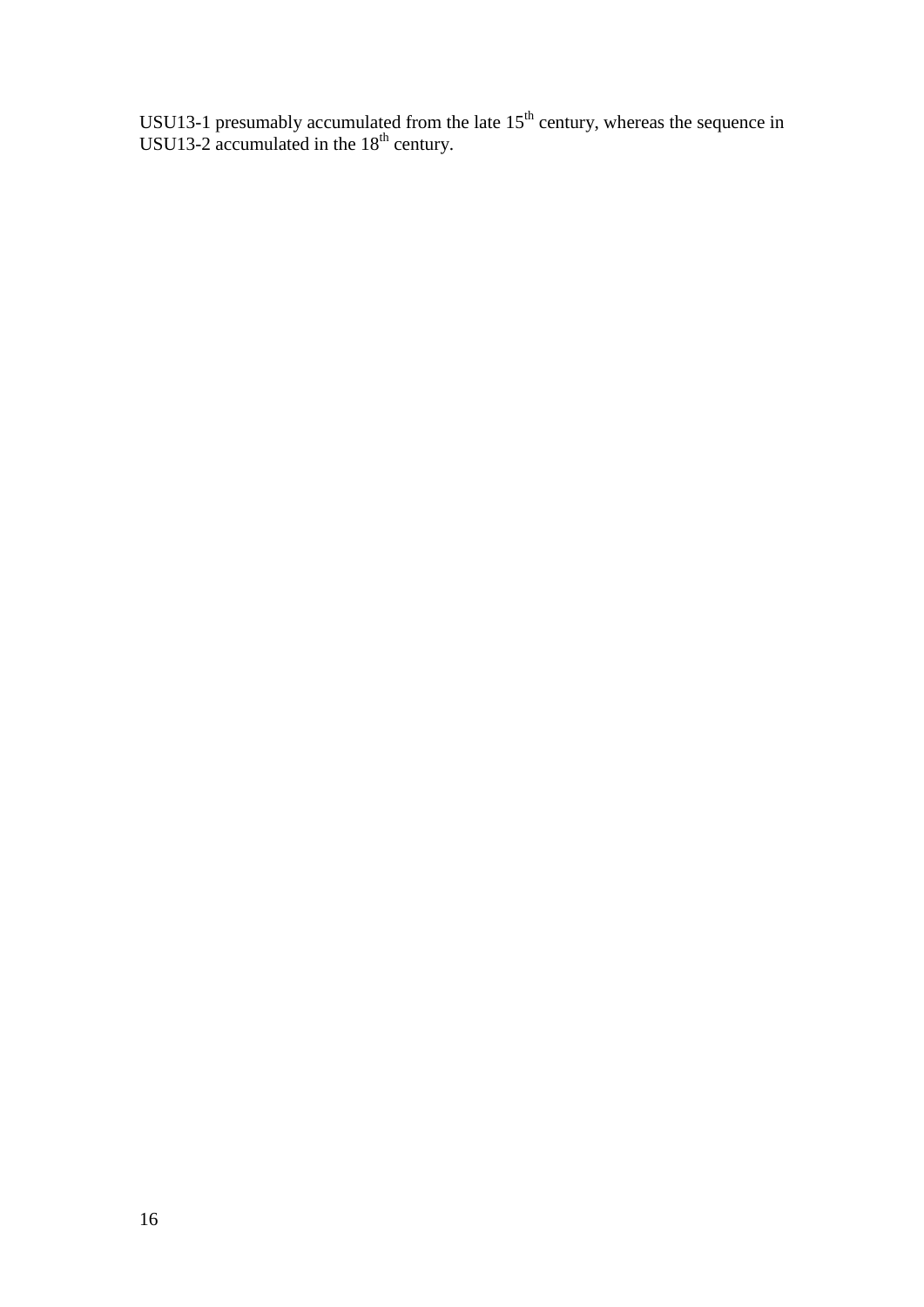USU13-1 presumably accumulated from the late $15^{th}$ century, whereas the sequence in USU13-2 accumulated in the $18^{th}$ century.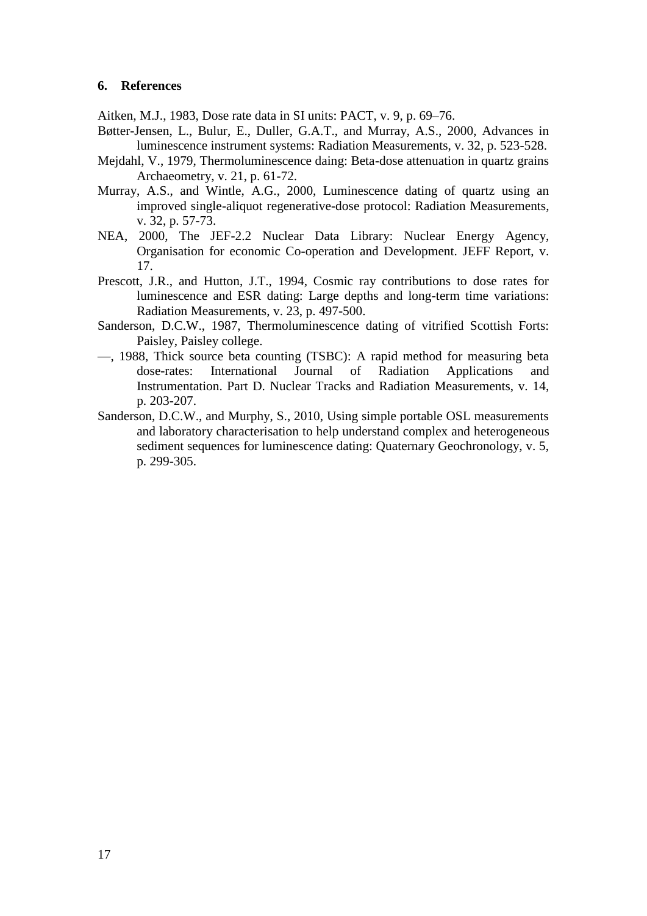## 6. References

Aitken, M.J., 1983, Dose rate data in SI units: PACT, v. 9, p. 69–76.

Bøtter-Jensen, L., Bulur, E., Duller, G.A.T., and Murray, A.S., 2000, Advances in luminescence instrument systems: Radiation Measurements, v. 32, p. 523-528.

Mejdahl, V., 1979, Thermoluminescence daing: Beta-dose attenuation in quartz grains Archaeometry, v. 21, p. 61-72.

Murray, A.S., and Wintle, A.G., 2000, Luminescence dating of quartz using an improved single-aliquot regenerative-dose protocol: Radiation Measurements, v. 32, p. 57-73.

NEA, 2000, The JEF-2.2 Nuclear Data Library: Nuclear Energy Agency, Organisation for economic Co-operation and Development. JEFF Report, v. 17.

Prescott, J.R., and Hutton, J.T., 1994, Cosmic ray contributions to dose rates for luminescence and ESR dating: Large depths and long-term time variations: Radiation Measurements, v. 23, p. 497-500.

Sanderson, D.C.W., 1987, Thermoluminescence dating of vitrified Scottish Forts: Paisley, Paisley college.

—, 1988, Thick source beta counting (TSBC): A rapid method for measuring beta dose-rates: International Journal of Radiation Applications and Instrumentation. Part D. Nuclear Tracks and Radiation Measurements, v. 14, p. 203-207.

Sanderson, D.C.W., and Murphy, S., 2010, Using simple portable OSL measurements and laboratory characterisation to help understand complex and heterogeneous sediment sequences for luminescence dating: Quaternary Geochronology, v. 5, p. 299-305.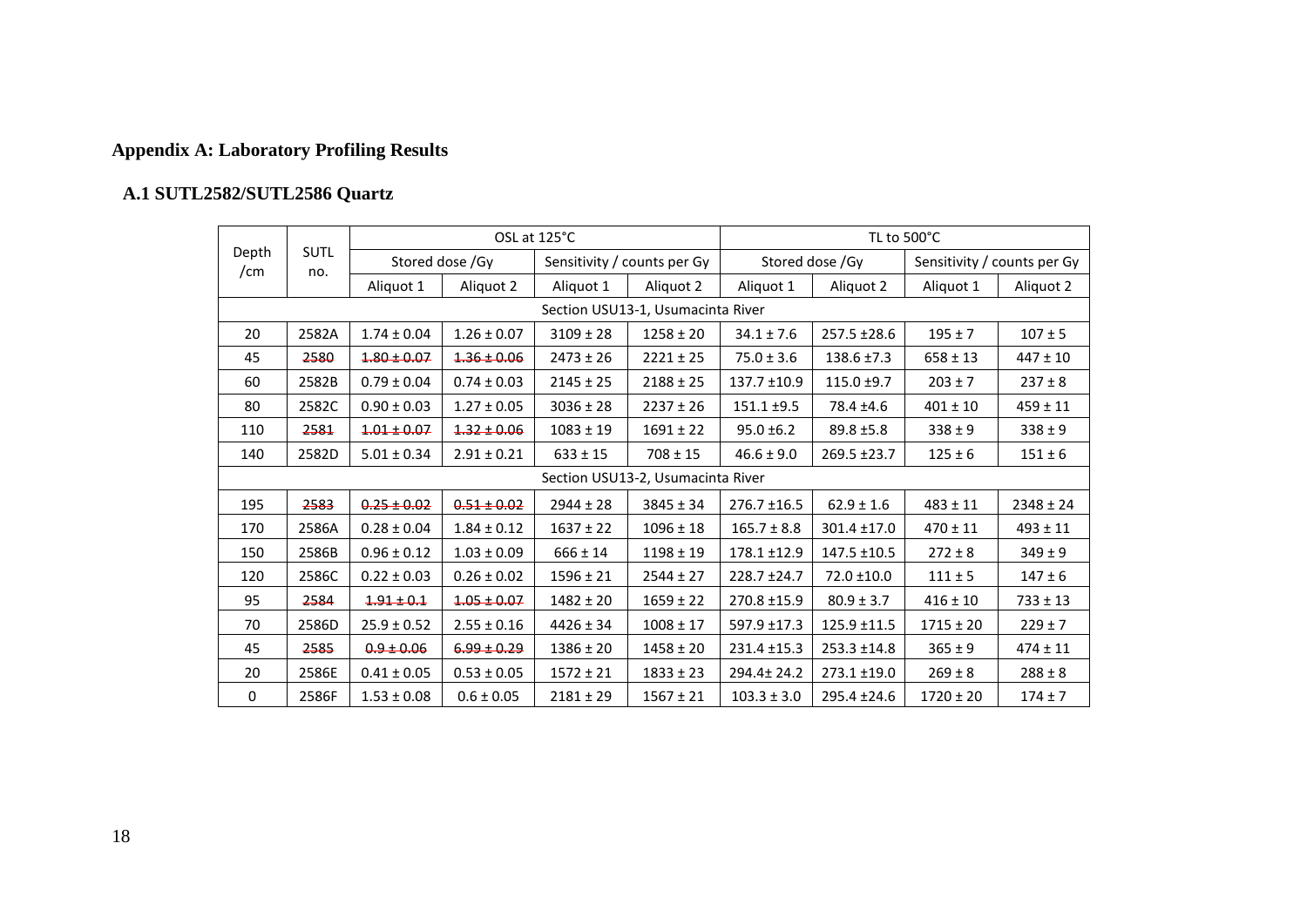# Appendix A: Laboratory Profiling Results

## A.1 SUTL2582/SUTL2586 Quartz

| Depth /cm | SUTL no. | OSL at 125°C | | | | TL to 500°C | | | |
|---|---|---|---|---|---|---|---|---|---|
| | | Stored dose /Gy | | Sensitivity / counts per Gy | | Stored dose /Gy | | Sensitivity / counts per Gy | |
| | | Aliquot 1 | Aliquot 2 | Aliquot 1 | Aliquot 2 | Aliquot 1 | Aliquot 2 | Aliquot 1 | Aliquot 2 |
| Section USU13-1, Usumacinta River | | | | | | | | | |
| 20 | 2582A | 1.74 ± 0.04 | 1.26 ± 0.07 | 3109 ± 28 | 1258 ± 20 | 34.1 ± 7.6 | 257.5 ±28.6 | 195 ± 7 | 107 ± 5 |
| 45 | ~~2580~~ | ~~1.80 ± 0.07~~ | ~~1.36 ± 0.06~~ | 2473 ± 26 | 2221 ± 25 | 75.0 ± 3.6 | 138.6 ±7.3 | 658 ± 13 | 447 ± 10 |
| 60 | 2582B | 0.79 ± 0.04 | 0.74 ± 0.03 | 2145 ± 25 | 2188 ± 25 | 137.7 ±10.9 | 115.0 ±9.7 | 203 ± 7 | 237 ± 8 |
| 80 | 2582C | 0.90 ± 0.03 | 1.27 ± 0.05 | 3036 ± 28 | 2237 ± 26 | 151.1 ±9.5 | 78.4 ±4.6 | 401 ± 10 | 459 ± 11 |
| 110 | ~~2581~~ | ~~1.01 ± 0.07~~ | ~~1.32 ± 0.06~~ | 1083 ± 19 | 1691 ± 22 | 95.0 ±6.2 | 89.8 ±5.8 | 338 ± 9 | 338 ± 9 |
| 140 | 2582D | 5.01 ± 0.34 | 2.91 ± 0.21 | 633 ± 15 | 708 ± 15 | 46.6 ± 9.0 | 269.5 ±23.7 | 125 ± 6 | 151 ± 6 |
| Section USU13-2, Usumacinta River | | | | | | | | | |
| 195 | ~~2583~~ | ~~0.25 ± 0.02~~ | ~~0.51 ± 0.02~~ | 2944 ± 28 | 3845 ± 34 | 276.7 ±16.5 | 62.9 ± 1.6 | 483 ± 11 | 2348 ± 24 |
| 170 | 2586A | 0.28 ± 0.04 | 1.84 ± 0.12 | 1637 ± 22 | 1096 ± 18 | 165.7 ± 8.8 | 301.4 ±17.0 | 470 ± 11 | 493 ± 11 |
| 150 | 2586B | 0.96 ± 0.12 | 1.03 ± 0.09 | 666 ± 14 | 1198 ± 19 | 178.1 ±12.9 | 147.5 ±10.5 | 272 ± 8 | 349 ± 9 |
| 120 | 2586C | 0.22 ± 0.03 | 0.26 ± 0.02 | 1596 ± 21 | 2544 ± 27 | 228.7 ±24.7 | 72.0 ±10.0 | 111 ± 5 | 147 ± 6 |
| 95 | ~~2584~~ | ~~1.91 ± 0.1~~ | ~~1.05 ± 0.07~~ | 1482 ± 20 | 1659 ± 22 | 270.8 ±15.9 | 80.9 ± 3.7 | 416 ± 10 | 733 ± 13 |
| 70 | 2586D | 25.9 ± 0.52 | 2.55 ± 0.16 | 4426 ± 34 | 1008 ± 17 | 597.9 ±17.3 | 125.9 ±11.5 | 1715 ± 20 | 229 ± 7 |
| 45 | ~~2585~~ | ~~0.9 ± 0.06~~ | ~~6.99 ± 0.29~~ | 1386 ± 20 | 1458 ± 20 | 231.4 ±15.3 | 253.3 ±14.8 | 365 ± 9 | 474 ± 11 |
| 20 | 2586E | 0.41 ± 0.05 | 0.53 ± 0.05 | 1572 ± 21 | 1833 ± 23 | 294.4± 24.2 | 273.1 ±19.0 | 269 ± 8 | 288 ± 8 |
| 0 | 2586F | 1.53 ± 0.08 | 0.6 ± 0.05 | 2181 ± 29 | 1567 ± 21 | 103.3 ± 3.0 | 295.4 ±24.6 | 1720 ± 20 | 174 ± 7 |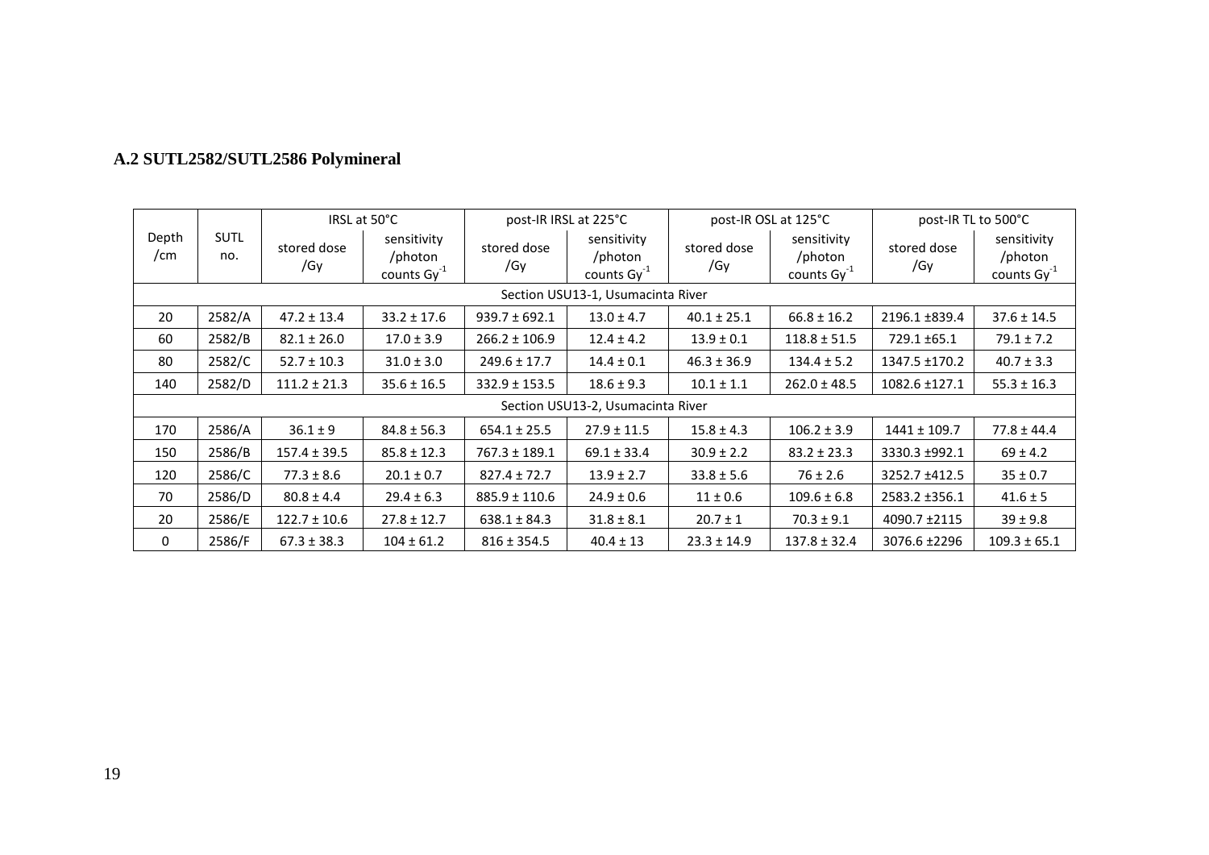### A.2 SUTL2582/SUTL2586 Polymineral

| Depth /cm | SUTL no. | IRSL at 50°C | | post-IR IRSL at 225°C | | post-IR OSL at 125°C | | post-IR TL to 500°C | |
|---|---|---|---|---|---|---|---|---|---|
| | | stored dose /Gy | sensitivity /photon counts $Gy^{-1}$ | stored dose /Gy | sensitivity /photon counts $Gy^{-1}$ | stored dose /Gy | sensitivity /photon counts $Gy^{-1}$ | stored dose /Gy | sensitivity /photon counts $Gy^{-1}$ |
| Section USU13-1, Usumacinta River | | | | | | | | | |
| 20 | 2582/A | 47.2 ± 13.4 | 33.2 ± 17.6 | 939.7 ± 692.1 | 13.0 ± 4.7 | 40.1 ± 25.1 | 66.8 ± 16.2 | 2196.1 ±839.4 | 37.6 ± 14.5 |
| 60 | 2582/B | 82.1 ± 26.0 | 17.0 ± 3.9 | 266.2 ± 106.9 | 12.4 ± 4.2 | 13.9 ± 0.1 | 118.8 ± 51.5 | 729.1 ±65.1 | 79.1 ± 7.2 |
| 80 | 2582/C | 52.7 ± 10.3 | 31.0 ± 3.0 | 249.6 ± 17.7 | 14.4 ± 0.1 | 46.3 ± 36.9 | 134.4 ± 5.2 | 1347.5 ±170.2 | 40.7 ± 3.3 |
| 140 | 2582/D | 111.2 ± 21.3 | 35.6 ± 16.5 | 332.9 ± 153.5 | 18.6 ± 9.3 | 10.1 ± 1.1 | 262.0 ± 48.5 | 1082.6 ±127.1 | 55.3 ± 16.3 |
| Section USU13-2, Usumacinta River | | | | | | | | | |
| 170 | 2586/A | 36.1 ± 9 | 84.8 ± 56.3 | 654.1 ± 25.5 | 27.9 ± 11.5 | 15.8 ± 4.3 | 106.2 ± 3.9 | 1441 ± 109.7 | 77.8 ± 44.4 |
| 150 | 2586/B | 157.4 ± 39.5 | 85.8 ± 12.3 | 767.3 ± 189.1 | 69.1 ± 33.4 | 30.9 ± 2.2 | 83.2 ± 23.3 | 3330.3 ±992.1 | 69 ± 4.2 |
| 120 | 2586/C | 77.3 ± 8.6 | 20.1 ± 0.7 | 827.4 ± 72.7 | 13.9 ± 2.7 | 33.8 ± 5.6 | 76 ± 2.6 | 3252.7 ±412.5 | 35 ± 0.7 |
| 70 | 2586/D | 80.8 ± 4.4 | 29.4 ± 6.3 | 885.9 ± 110.6 | 24.9 ± 0.6 | 11 ± 0.6 | 109.6 ± 6.8 | 2583.2 ±356.1 | 41.6 ± 5 |
| 20 | 2586/E | 122.7 ± 10.6 | 27.8 ± 12.7 | 638.1 ± 84.3 | 31.8 ± 8.1 | 20.7 ± 1 | 70.3 ± 9.1 | 4090.7 ±2115 | 39 ± 9.8 |
| 0 | 2586/F | 67.3 ± 38.3 | 104 ± 61.2 | 816 ± 354.5 | 40.4 ± 13 | 23.3 ± 14.9 | 137.8 ± 32.4 | 3076.6 ±2296 | 109.3 ± 65.1 |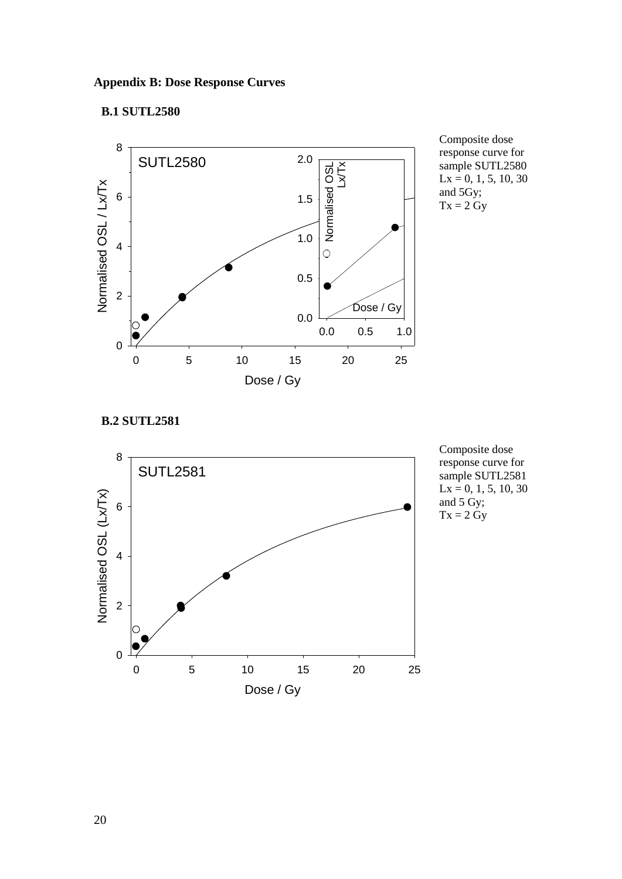## Appendix B: Dose Response Curves

### B.1 SUTL2580

Composite dose response curve for sample SUTL2580
Lx = 0, 1, 5, 10, 30 and 5Gy;
Tx = 2 Gy

### B.2 SUTL2581

Composite dose response curve for sample SUTL2581
Lx = 0, 1, 5, 10, 30 and 5 Gy;
Tx = 2 Gy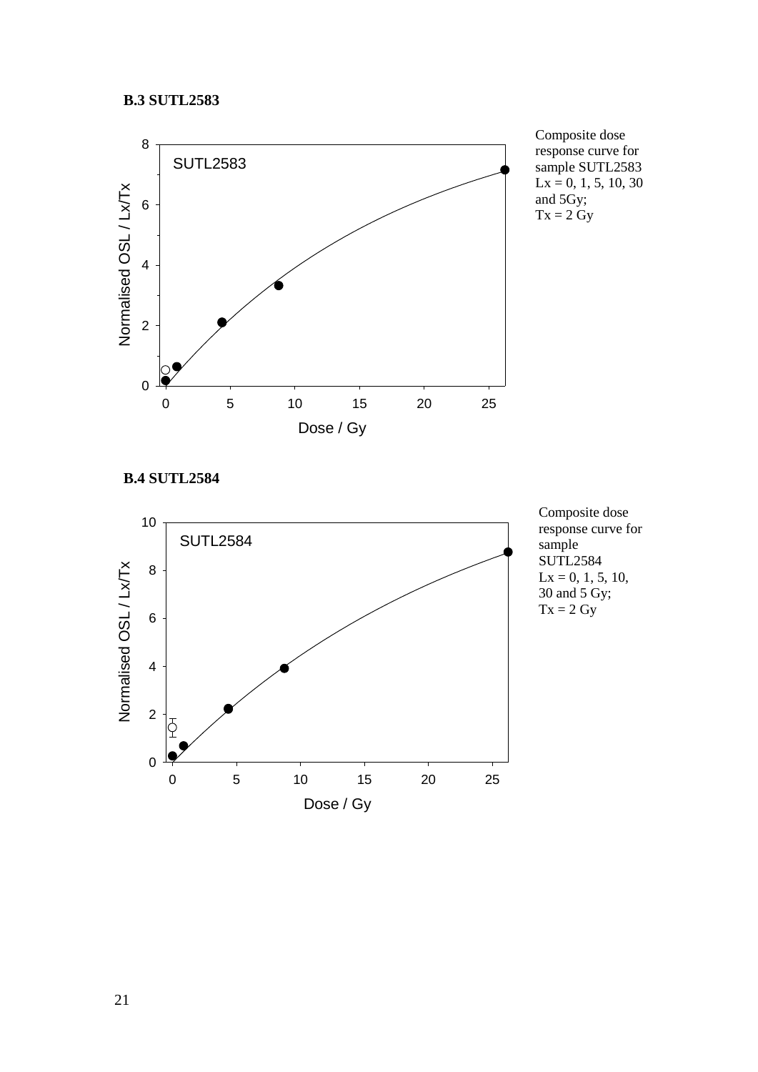**B.3 SUTL2583**

Composite dose response curve for sample SUTL2583
Lx = 0, 1, 5, 10, 30 and 5Gy;
Tx = 2 Gy

**B.4 SUTL2584**

Composite dose response curve for sample SUTL2584
Lx = 0, 1, 5, 10, 30 and 5 Gy;
Tx = 2 Gy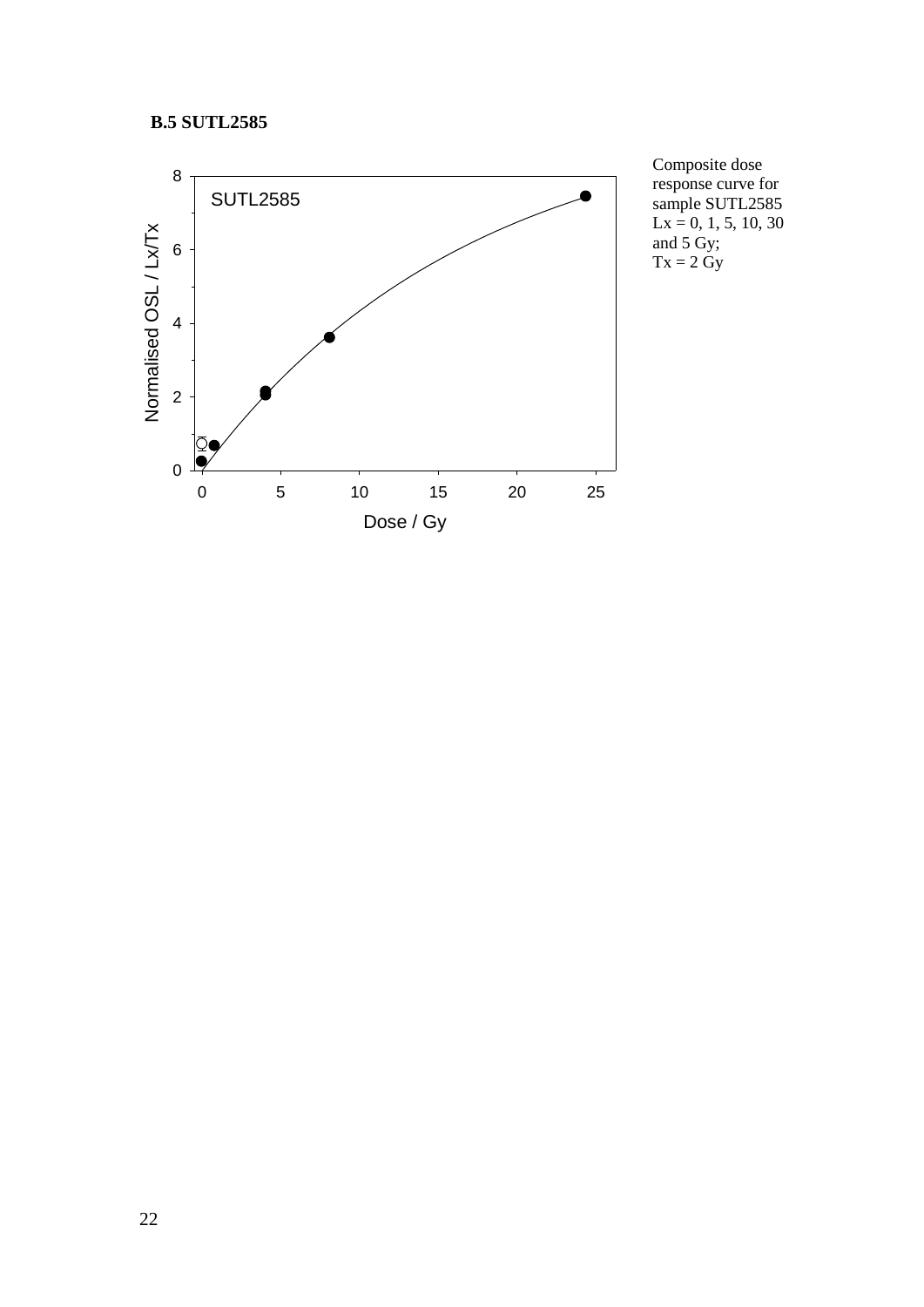### B.5 SUTL2585

Composite dose response curve for sample SUTL2585
Lx = 0, 1, 5, 10, 30 and 5 Gy;
Tx = 2 Gy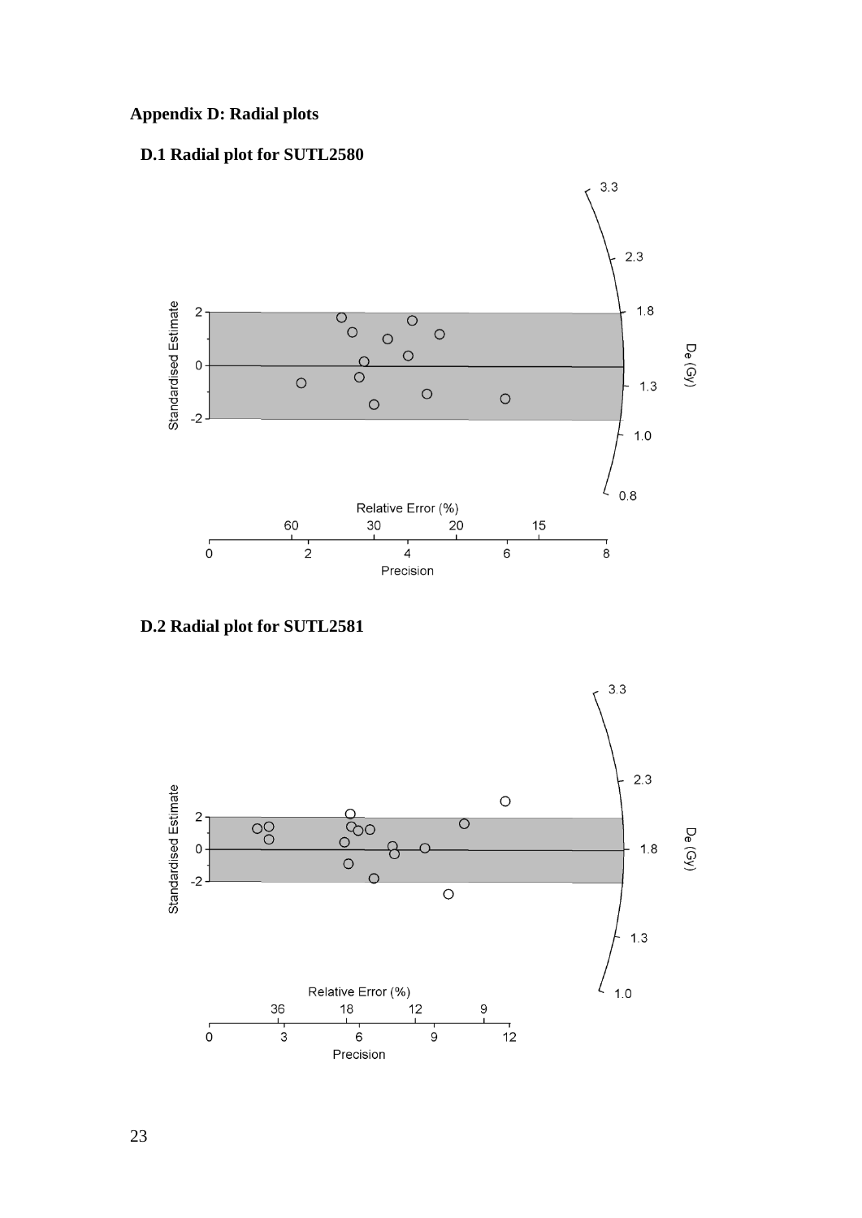# Appendix D: Radial plots

## D.1 Radial plot for SUTL2580

## D.2 Radial plot for SUTL2581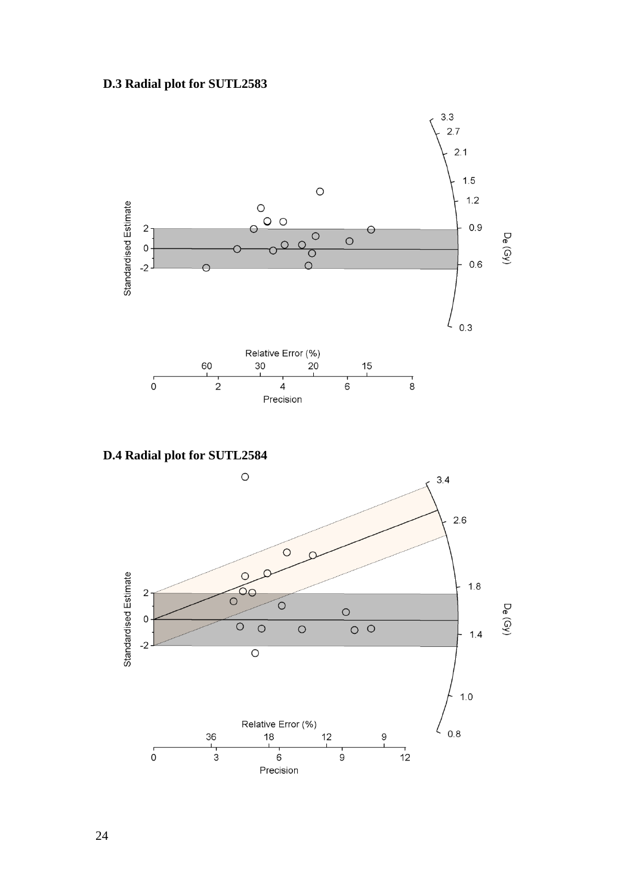### D.3 Radial plot for SUTL2583

### D.4 Radial plot for SUTL2584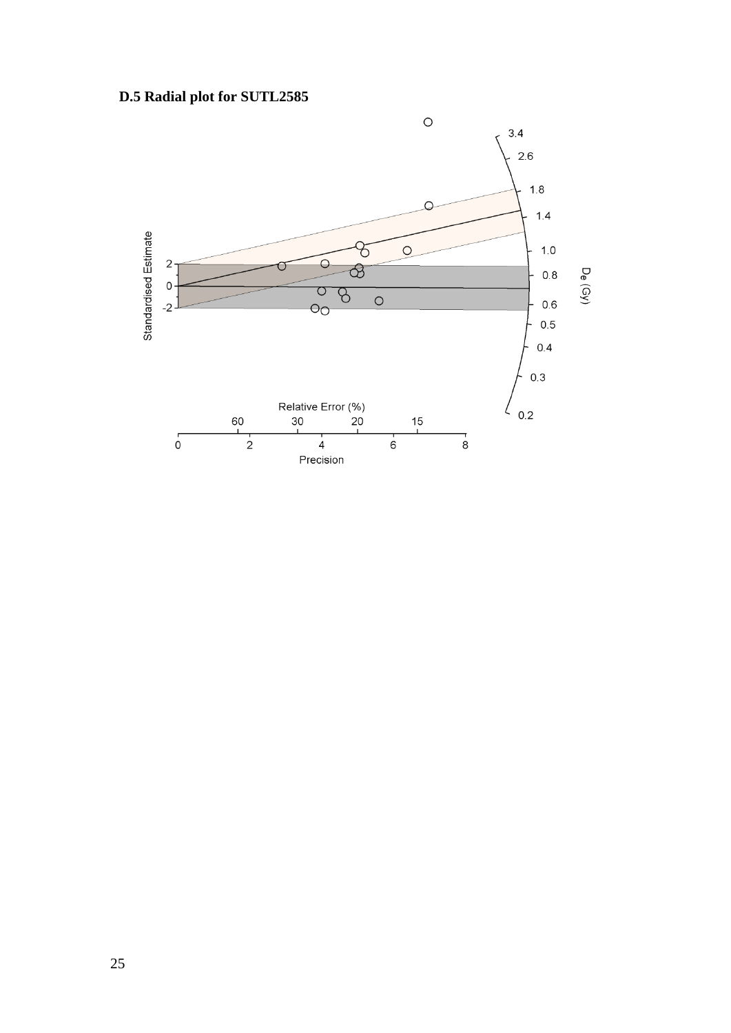**D.5 Radial plot for SUTL2585**

Standardised Estimate

2

0

-2

3.4

2.6

1.8

1.4

1.0

0.8

0.6

0.5

0.4

0.3

0.2

$D_e$ (Gy)

Relative Error (%)

60 30 20 15

0 2 4 6 8

Precision